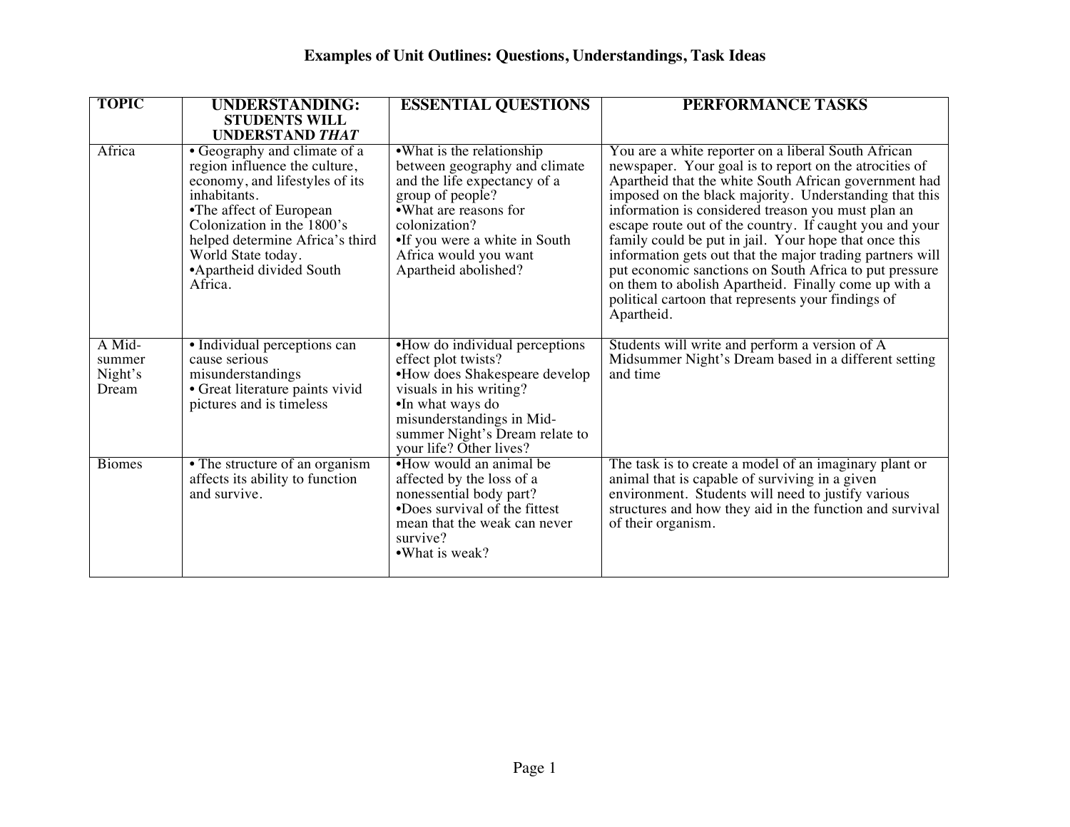# Examples of Unit Outlines: Questions, Understandings, Task Ideas

| TOPIC | UNDERSTANDING: STUDENTS WILL UNDERSTAND *THAT* | ESSENTIAL QUESTIONS | PERFORMANCE TASKS |
|---|---|---|---|
| Africa | • Geography and climate of a region influence the culture, economy, and lifestyles of its inhabitants.<br>•The affect of European Colonization in the 1800's helped determine Africa's third World State today.<br>•Apartheid divided South Africa. | •What is the relationship between geography and climate and the life expectancy of a group of people?<br>•What are reasons for colonization?<br>•If you were a white in South Africa would you want Apartheid abolished? | You are a white reporter on a liberal South African newspaper. Your goal is to report on the atrocities of Apartheid that the white South African government had imposed on the black majority. Understanding that this information is considered treason you must plan an escape route out of the country. If caught you and your family could be put in jail. Your hope that once this information gets out that the major trading partners will put economic sanctions on South Africa to put pressure on them to abolish Apartheid. Finally come up with a political cartoon that represents your findings of Apartheid. |
| A Mid-summer Night's Dream | • Individual perceptions can cause serious misunderstandings<br>• Great literature paints vivid pictures and is timeless | •How do individual perceptions effect plot twists?<br>•How does Shakespeare develop visuals in his writing?<br>•In what ways do misunderstandings in Mid-summer Night's Dream relate to your life? Other lives? | Students will write and perform a version of A Midsummer Night's Dream based in a different setting and time |
| Biomes | • The structure of an organism affects its ability to function and survive. | •How would an animal be affected by the loss of a nonessential body part?<br>•Does survival of the fittest mean that the weak can never survive?<br>•What is weak? | The task is to create a model of an imaginary plant or animal that is capable of surviving in a given environment. Students will need to justify various structures and how they aid in the function and survival of their organism. |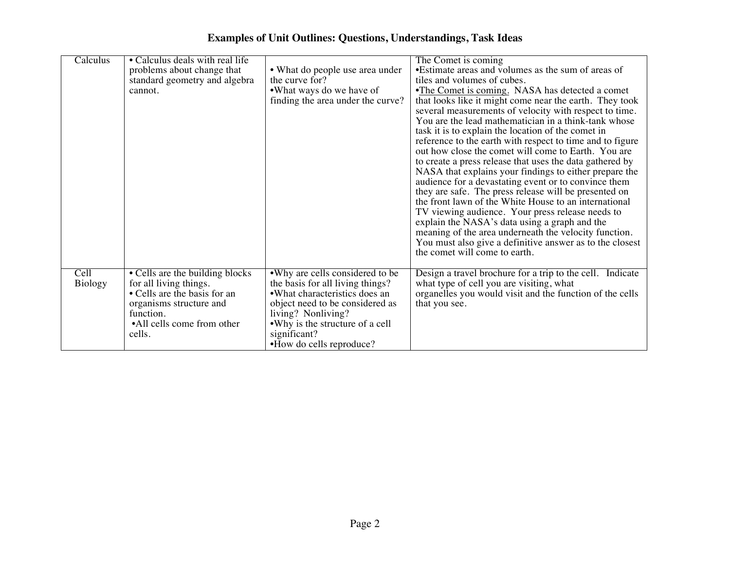# Examples of Unit Outlines: Questions, Understandings, Task Ideas

| | | | |
|---|---|---|---|
| Calculus | • Calculus deals with real life problems about change that standard geometry and algebra cannot. | • What do people use area under the curve for?<br>•What ways do we have of finding the area under the curve? | The Comet is coming<br>•Estimate areas and volumes as the sum of areas of tiles and volumes of cubes.<br>•<u>The Comet is coming.</u> NASA has detected a comet that looks like it might come near the earth. They took several measurements of velocity with respect to time. You are the lead mathematician in a think-tank whose task it is to explain the location of the comet in reference to the earth with respect to time and to figure out how close the comet will come to Earth. You are to create a press release that uses the data gathered by NASA that explains your findings to either prepare the audience for a devastating event or to convince them they are safe. The press release will be presented on the front lawn of the White House to an international TV viewing audience. Your press release needs to explain the NASA's data using a graph and the meaning of the area underneath the velocity function. You must also give a definitive answer as to the closest the comet will come to earth. |
| Cell Biology | • Cells are the building blocks for all living things.<br>• Cells are the basis for an organisms structure and function.<br>•All cells come from other cells. | •Why are cells considered to be the basis for all living things?<br>•What characteristics does an object need to be considered as living? Nonliving?<br>•Why is the structure of a cell significant?<br>•How do cells reproduce? | Design a travel brochure for a trip to the cell. Indicate what type of cell you are visiting, what organelles you would visit and the function of the cells that you see. |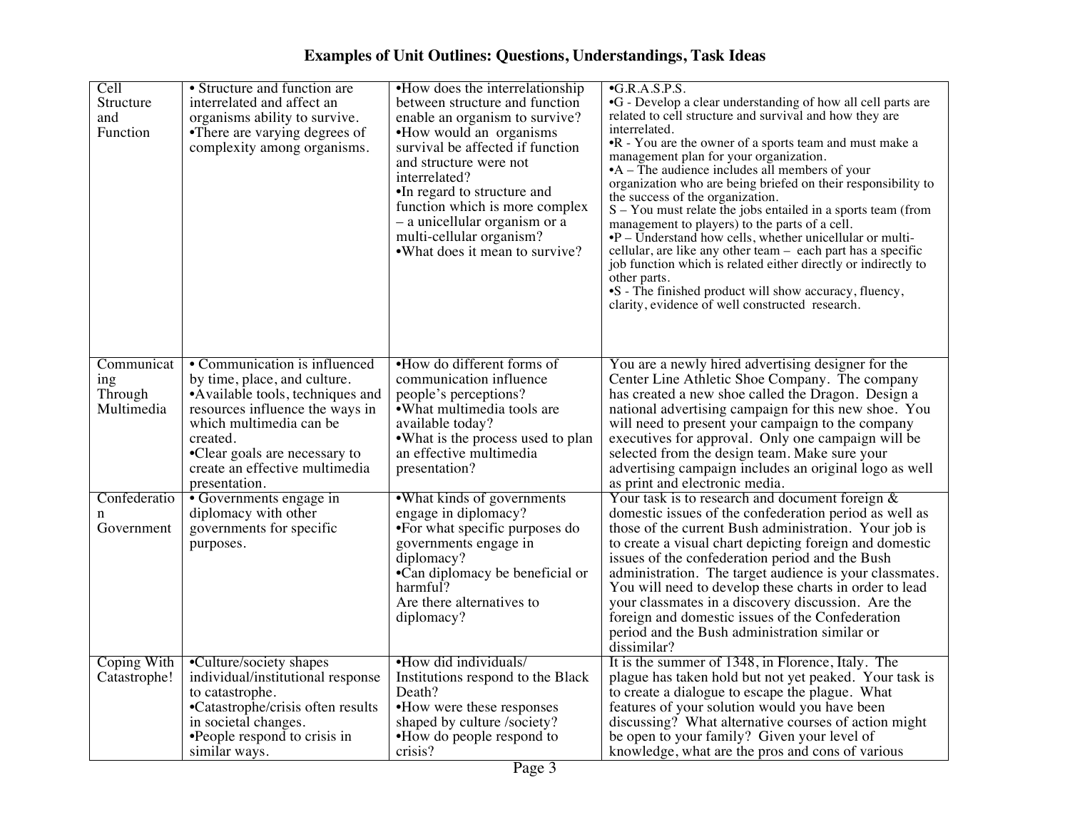# Examples of Unit Outlines: Questions, Understandings, Task Ideas

| | | | |
|---|---|---|---|
| Cell Structure and Function | • Structure and function are interrelated and affect an organisms ability to survive.<br>•There are varying degrees of complexity among organisms. | •How does the interrelationship between structure and function enable an organism to survive?<br>•How would an organisms survival be affected if function and structure were not interrelated?<br>•In regard to structure and function which is more complex – a unicellular organism or a multi-cellular organism?<br>•What does it mean to survive? | •G.R.A.S.P.S.<br>•G - Develop a clear understanding of how all cell parts are related to cell structure and survival and how they are interrelated.<br>•R - You are the owner of a sports team and must make a management plan for your organization.<br>•A – The audience includes all members of your organization who are being briefed on their responsibility to the success of the organization.<br>S – You must relate the jobs entailed in a sports team (from management to players) to the parts of a cell.<br>•P – Understand how cells, whether unicellular or multi-cellular, are like any other team – each part has a specific job function which is related either directly or indirectly to other parts.<br>•S - The finished product will show accuracy, fluency, clarity, evidence of well constructed research. |
| Communicating Through Multimedia | • Communication is influenced by time, place, and culture.<br>•Available tools, techniques and resources influence the ways in which multimedia can be created.<br>•Clear goals are necessary to create an effective multimedia presentation. | •How do different forms of communication influence people's perceptions?<br>•What multimedia tools are available today?<br>•What is the process used to plan an effective multimedia presentation? | You are a newly hired advertising designer for the Center Line Athletic Shoe Company. The company has created a new shoe called the Dragon. Design a national advertising campaign for this new shoe. You will need to present your campaign to the company executives for approval. Only one campaign will be selected from the design team. Make sure your advertising campaign includes an original logo as well as print and electronic media. |
| Confederation Government | • Governments engage in diplomacy with other governments for specific purposes. | •What kinds of governments engage in diplomacy?<br>•For what specific purposes do governments engage in diplomacy?<br>•Can diplomacy be beneficial or harmful?<br>Are there alternatives to diplomacy? | Your task is to research and document foreign & domestic issues of the confederation period as well as those of the current Bush administration. Your job is to create a visual chart depicting foreign and domestic issues of the confederation period and the Bush administration. The target audience is your classmates. You will need to develop these charts in order to lead your classmates in a discovery discussion. Are the foreign and domestic issues of the Confederation period and the Bush administration similar or dissimilar? |
| Coping With Catastrophe! | •Culture/society shapes individual/institutional response to catastrophe.<br>•Catastrophe/crisis often results in societal changes.<br>•People respond to crisis in similar ways. | •How did individuals/ Institutions respond to the Black Death?<br>•How were these responses shaped by culture /society?<br>•How do people respond to crisis? | It is the summer of 1348, in Florence, Italy. The plague has taken hold but not yet peaked. Your task is to create a dialogue to escape the plague. What features of your solution would you have been discussing? What alternative courses of action might be open to your family? Given your level of knowledge, what are the pros and cons of various |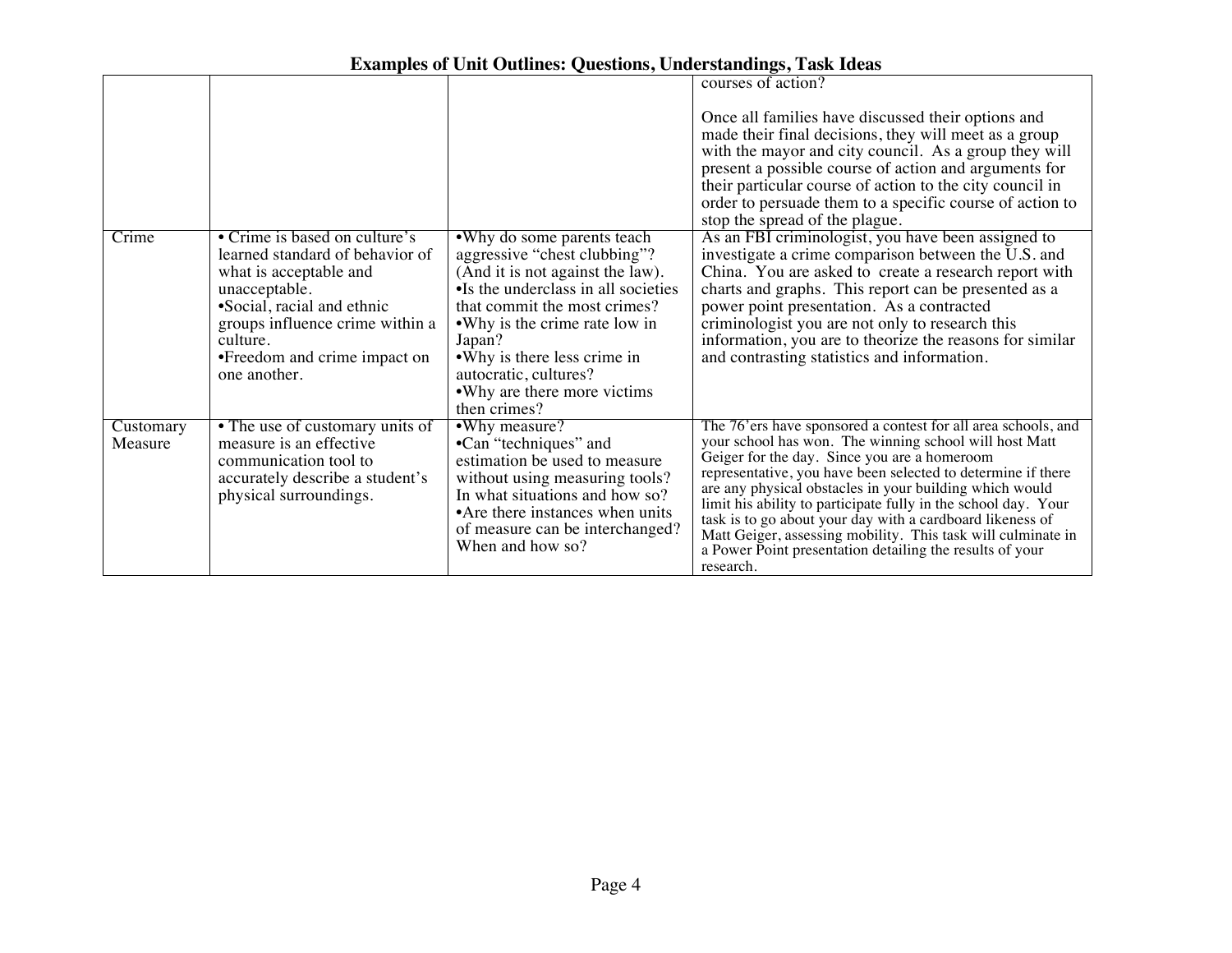# Examples of Unit Outlines: Questions, Understandings, Task Ideas

| | | | |
|---|---|---|---|
| | | | courses of action?<br><br>Once all families have discussed their options and made their final decisions, they will meet as a group with the mayor and city council. As a group they will present a possible course of action and arguments for their particular course of action to the city council in order to persuade them to a specific course of action to stop the spread of the plague. |
| Crime | • Crime is based on culture's learned standard of behavior of what is acceptable and unacceptable.<br>•Social, racial and ethnic groups influence crime within a culture.<br>•Freedom and crime impact on one another. | •Why do some parents teach aggressive "chest clubbing"? (And it is not against the law).<br>•Is the underclass in all societies that commit the most crimes?<br>•Why is the crime rate low in Japan?<br>•Why is there less crime in autocratic, cultures?<br>•Why are there more victims then crimes? | As an FBI criminologist, you have been assigned to investigate a crime comparison between the U.S. and China. You are asked to create a research report with charts and graphs. This report can be presented as a power point presentation. As a contracted criminologist you are not only to research this information, you are to theorize the reasons for similar and contrasting statistics and information. |
| Customary Measure | • The use of customary units of measure is an effective communication tool to accurately describe a student's physical surroundings. | •Why measure?<br>•Can "techniques" and estimation be used to measure without using measuring tools? In what situations and how so?<br>•Are there instances when units of measure can be interchanged? When and how so? | The 76'ers have sponsored a contest for all area schools, and your school has won. The winning school will host Matt Geiger for the day. Since you are a homeroom representative, you have been selected to determine if there are any physical obstacles in your building which would limit his ability to participate fully in the school day. Your task is to go about your day with a cardboard likeness of Matt Geiger, assessing mobility. This task will culminate in a Power Point presentation detailing the results of your research. |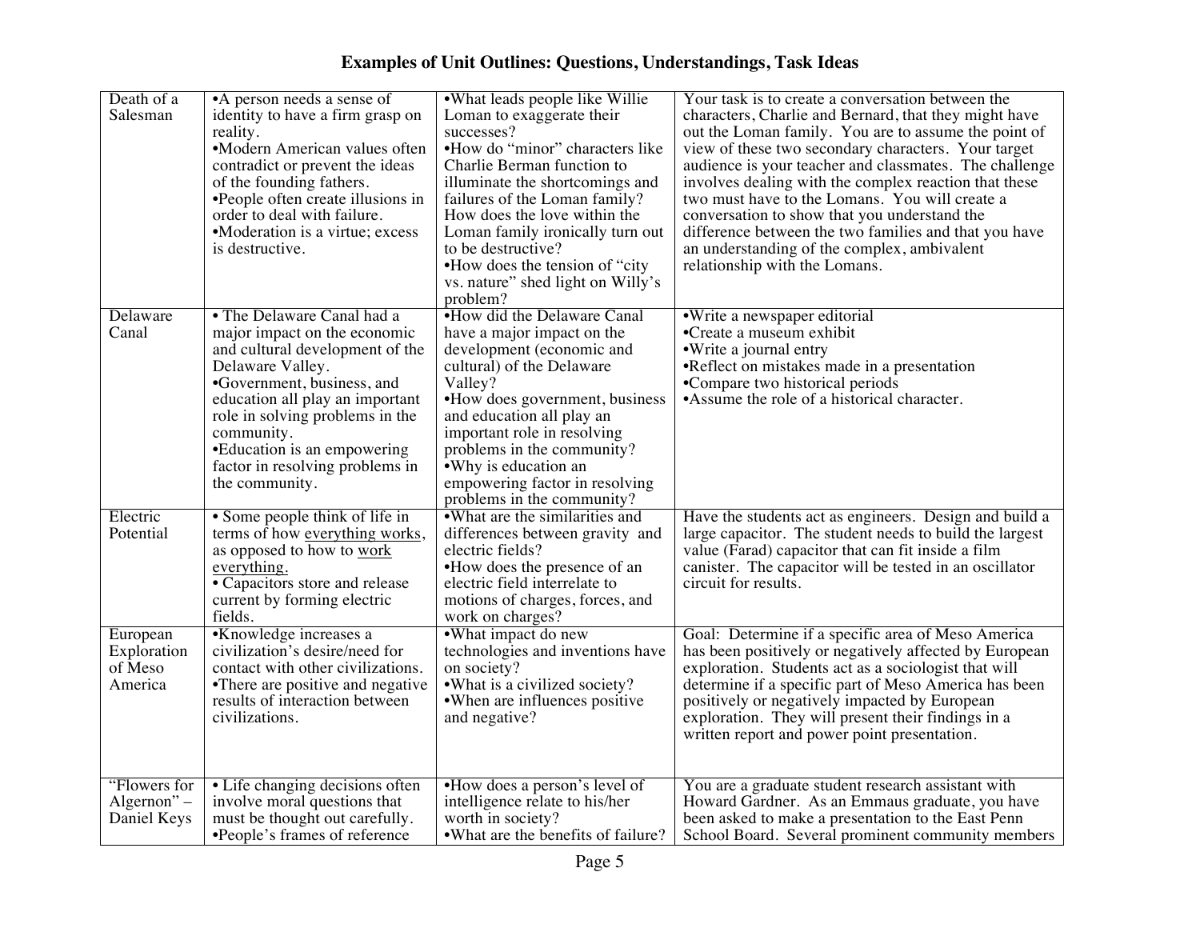# Examples of Unit Outlines: Questions, Understandings, Task Ideas

| | | | |
|---|---|---|---|
| Death of a Salesman | •A person needs a sense of identity to have a firm grasp on reality.<br>•Modern American values often contradict or prevent the ideas of the founding fathers.<br>•People often create illusions in order to deal with failure.<br>•Moderation is a virtue; excess is destructive. | •What leads people like Willie Loman to exaggerate their successes?<br>•How do "minor" characters like Charlie Berman function to illuminate the shortcomings and failures of the Loman family? How does the love within the Loman family ironically turn out to be destructive?<br>•How does the tension of "city vs. nature" shed light on Willy's problem? | Your task is to create a conversation between the characters, Charlie and Bernard, that they might have out the Loman family. You are to assume the point of view of these two secondary characters. Your target audience is your teacher and classmates. The challenge involves dealing with the complex reaction that these two must have to the Lomans. You will create a conversation to show that you understand the difference between the two families and that you have an understanding of the complex, ambivalent relationship with the Lomans. |
| Delaware Canal | • The Delaware Canal had a major impact on the economic and cultural development of the Delaware Valley.<br>•Government, business, and education all play an important role in solving problems in the community.<br>•Education is an empowering factor in resolving problems in the community. | •How did the Delaware Canal have a major impact on the development (economic and cultural) of the Delaware Valley?<br>•How does government, business and education all play an important role in resolving problems in the community?<br>•Why is education an empowering factor in resolving problems in the community? | •Write a newspaper editorial<br>•Create a museum exhibit<br>•Write a journal entry<br>•Reflect on mistakes made in a presentation<br>•Compare two historical periods<br>•Assume the role of a historical character. |
| Electric Potential | • Some people think of life in terms of how <u>everything works</u>, as opposed to how to <u>work everything.</u><br>• Capacitors store and release current by forming electric fields. | •What are the similarities and differences between gravity and electric fields?<br>•How does the presence of an electric field interrelate to motions of charges, forces, and work on charges? | Have the students act as engineers. Design and build a large capacitor. The student needs to build the largest value (Farad) capacitor that can fit inside a film canister. The capacitor will be tested in an oscillator circuit for results. |
| European Exploration of Meso America | •Knowledge increases a civilization's desire/need for contact with other civilizations.<br>•There are positive and negative results of interaction between civilizations. | •What impact do new technologies and inventions have on society?<br>•What is a civilized society?<br>•When are influences positive and negative? | Goal: Determine if a specific area of Meso America has been positively or negatively affected by European exploration. Students act as a sociologist that will determine if a specific part of Meso America has been positively or negatively impacted by European exploration. They will present their findings in a written report and power point presentation. |
| "Flowers for Algernon" – Daniel Keys | • Life changing decisions often involve moral questions that must be thought out carefully.<br>•People's frames of reference | •How does a person's level of intelligence relate to his/her worth in society?<br>•What are the benefits of failure? | You are a graduate student research assistant with Howard Gardner. As an Emmaus graduate, you have been asked to make a presentation to the East Penn School Board. Several prominent community members |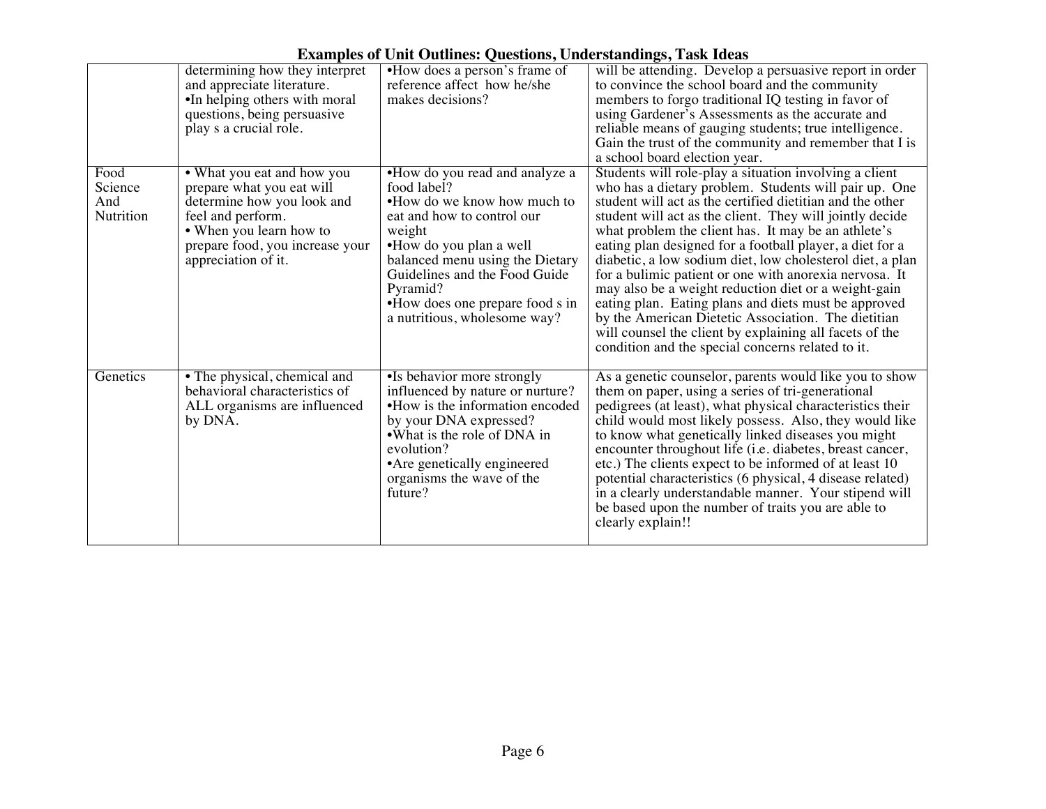# Examples of Unit Outlines: Questions, Understandings, Task Ideas

| | | | |
|---|---|---|---|
| | determining how they interpret and appreciate literature.<br>•In helping others with moral questions, being persuasive play s a crucial role. | •How does a person's frame of reference affect how he/she makes decisions? | will be attending. Develop a persuasive report in order to convince the school board and the community members to forgo traditional IQ testing in favor of using Gardener's Assessments as the accurate and reliable means of gauging students; true intelligence. Gain the trust of the community and remember that I is a school board election year. |
| Food Science And Nutrition | • What you eat and how you prepare what you eat will determine how you look and feel and perform.<br>• When you learn how to prepare food, you increase your appreciation of it. | •How do you read and analyze a food label?<br>•How do we know how much to eat and how to control our weight<br>•How do you plan a well balanced menu using the Dietary Guidelines and the Food Guide Pyramid?<br>•How does one prepare food s in a nutritious, wholesome way? | Students will role-play a situation involving a client who has a dietary problem. Students will pair up. One student will act as the certified dietitian and the other student will act as the client. They will jointly decide what problem the client has. It may be an athlete's eating plan designed for a football player, a diet for a diabetic, a low sodium diet, low cholesterol diet, a plan for a bulimic patient or one with anorexia nervosa. It may also be a weight reduction diet or a weight-gain eating plan. Eating plans and diets must be approved by the American Dietetic Association. The dietitian will counsel the client by explaining all facets of the condition and the special concerns related to it. |
| Genetics | • The physical, chemical and behavioral characteristics of ALL organisms are influenced by DNA. | •Is behavior more strongly influenced by nature or nurture?<br>•How is the information encoded by your DNA expressed?<br>•What is the role of DNA in evolution?<br>•Are genetically engineered organisms the wave of the future? | As a genetic counselor, parents would like you to show them on paper, using a series of tri-generational pedigrees (at least), what physical characteristics their child would most likely possess. Also, they would like to know what genetically linked diseases you might encounter throughout life (i.e. diabetes, breast cancer, etc.) The clients expect to be informed of at least 10 potential characteristics (6 physical, 4 disease related) in a clearly understandable manner. Your stipend will be based upon the number of traits you are able to clearly explain!! |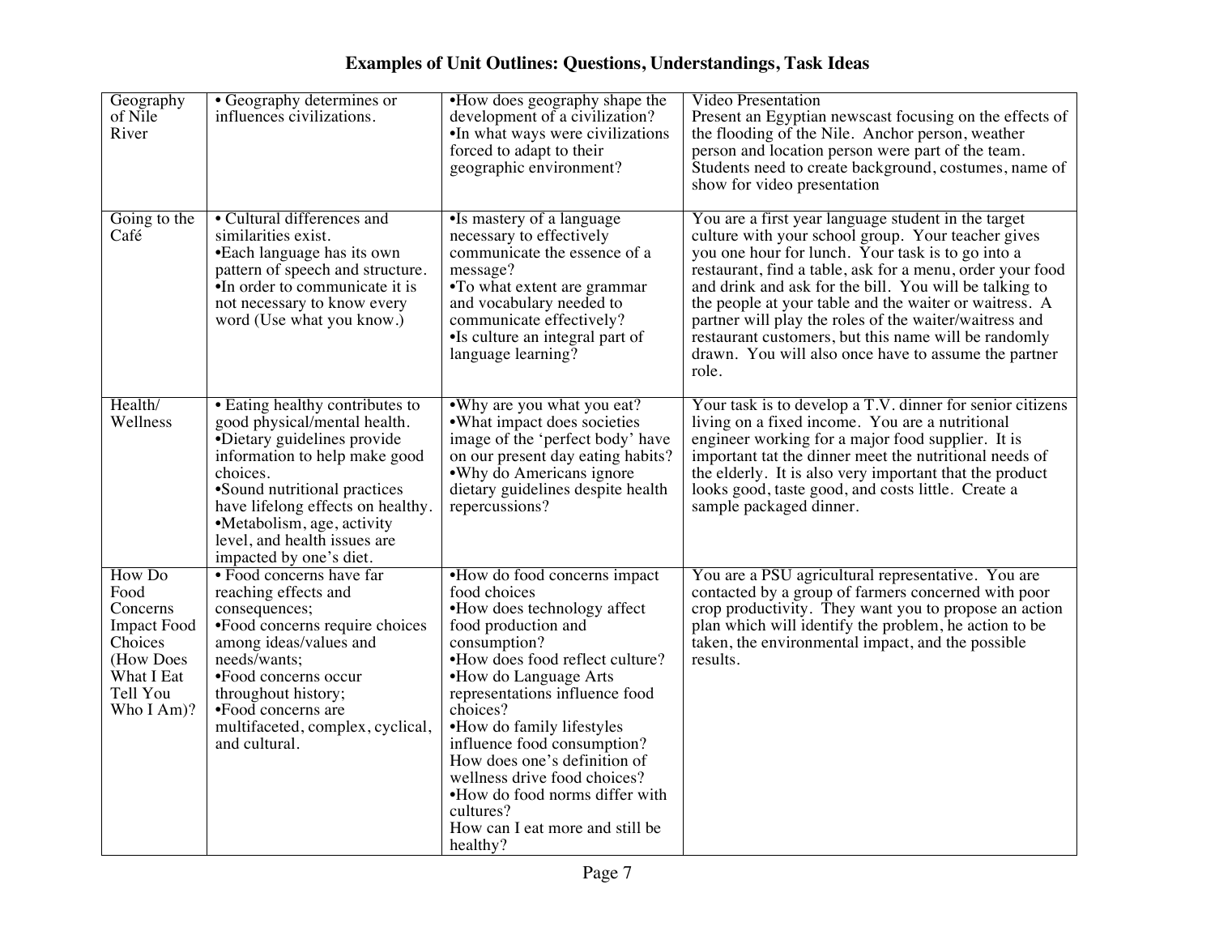# Examples of Unit Outlines: Questions, Understandings, Task Ideas

| | | | |
|---|---|---|---|
| Geography of Nile River | • Geography determines or influences civilizations. | •How does geography shape the development of a civilization?<br>•In what ways were civilizations forced to adapt to their geographic environment? | Video Presentation<br>Present an Egyptian newscast focusing on the effects of the flooding of the Nile. Anchor person, weather person and location person were part of the team. Students need to create background, costumes, name of show for video presentation |
| Going to the Café | • Cultural differences and similarities exist.<br>•Each language has its own pattern of speech and structure.<br>•In order to communicate it is not necessary to know every word (Use what you know.) | •Is mastery of a language necessary to effectively communicate the essence of a message?<br>•To what extent are grammar and vocabulary needed to communicate effectively?<br>•Is culture an integral part of language learning? | You are a first year language student in the target culture with your school group. Your teacher gives you one hour for lunch. Your task is to go into a restaurant, find a table, ask for a menu, order your food and drink and ask for the bill. You will be talking to the people at your table and the waiter or waitress. A partner will play the roles of the waiter/waitress and restaurant customers, but this name will be randomly drawn. You will also once have to assume the partner role. |
| Health/ Wellness | • Eating healthy contributes to good physical/mental health.<br>•Dietary guidelines provide information to help make good choices.<br>•Sound nutritional practices have lifelong effects on healthy.<br>•Metabolism, age, activity level, and health issues are impacted by one's diet. | •Why are you what you eat?<br>•What impact does societies image of the 'perfect body' have on our present day eating habits?<br>•Why do Americans ignore dietary guidelines despite health repercussions? | Your task is to develop a T.V. dinner for senior citizens living on a fixed income. You are a nutritional engineer working for a major food supplier. It is important tat the dinner meet the nutritional needs of the elderly. It is also very important that the product looks good, taste good, and costs little. Create a sample packaged dinner. |
| How Do Food Concerns Impact Food Choices (How Does What I Eat Tell You Who I Am)? | • Food concerns have far reaching effects and consequences;<br>•Food concerns require choices among ideas/values and needs/wants;<br>•Food concerns occur throughout history;<br>•Food concerns are multifaceted, complex, cyclical, and cultural. | •How do food concerns impact food choices<br>•How does technology affect food production and consumption?<br>•How does food reflect culture?<br>•How do Language Arts representations influence food choices?<br>•How do family lifestyles influence food consumption?<br>How does one's definition of wellness drive food choices?<br>•How do food norms differ with cultures?<br>How can I eat more and still be healthy? | You are a PSU agricultural representative. You are contacted by a group of farmers concerned with poor crop productivity. They want you to propose an action plan which will identify the problem, he action to be taken, the environmental impact, and the possible results. |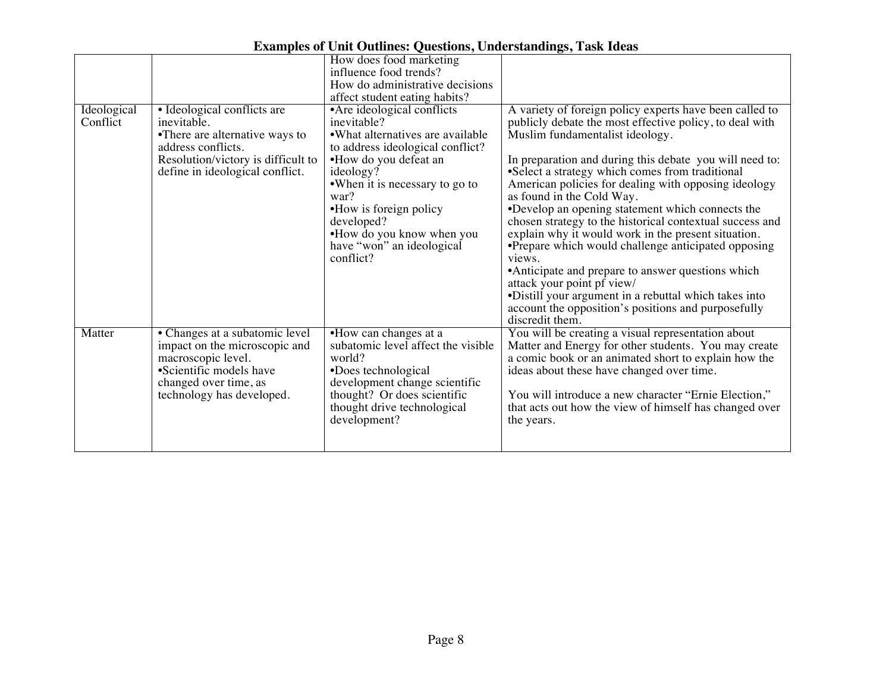**Examples of Unit Outlines: Questions, Understandings, Task Ideas**

| | | | |
|---|---|---|---|
| | | How does food marketing influence food trends?<br>How do administrative decisions affect student eating habits? | |
| Ideological Conflict | • Ideological conflicts are inevitable.<br>•There are alternative ways to address conflicts.<br>Resolution/victory is difficult to define in ideological conflict. | •Are ideological conflicts inevitable?<br>•What alternatives are available to address ideological conflict?<br>•How do you defeat an ideology?<br>•When it is necessary to go to war?<br>•How is foreign policy developed?<br>•How do you know when you have "won" an ideological conflict? | A variety of foreign policy experts have been called to publicly debate the most effective policy, to deal with Muslim fundamentalist ideology.<br><br>In preparation and during this debate you will need to:<br>•Select a strategy which comes from traditional American policies for dealing with opposing ideology as found in the Cold Way.<br>•Develop an opening statement which connects the chosen strategy to the historical contextual success and explain why it would work in the present situation.<br>•Prepare which would challenge anticipated opposing views.<br>•Anticipate and prepare to answer questions which attack your point pf view/<br>•Distill your argument in a rebuttal which takes into account the opposition's positions and purposefully discredit them. |
| Matter | • Changes at a subatomic level impact on the microscopic and macroscopic level.<br>•Scientific models have changed over time, as technology has developed. | •How can changes at a subatomic level affect the visible world?<br>•Does technological development change scientific thought? Or does scientific thought drive technological development? | You will be creating a visual representation about Matter and Energy for other students. You may create a comic book or an animated short to explain how the ideas about these have changed over time.<br><br>You will introduce a new character "Ernie Election," that acts out how the view of himself has changed over the years. |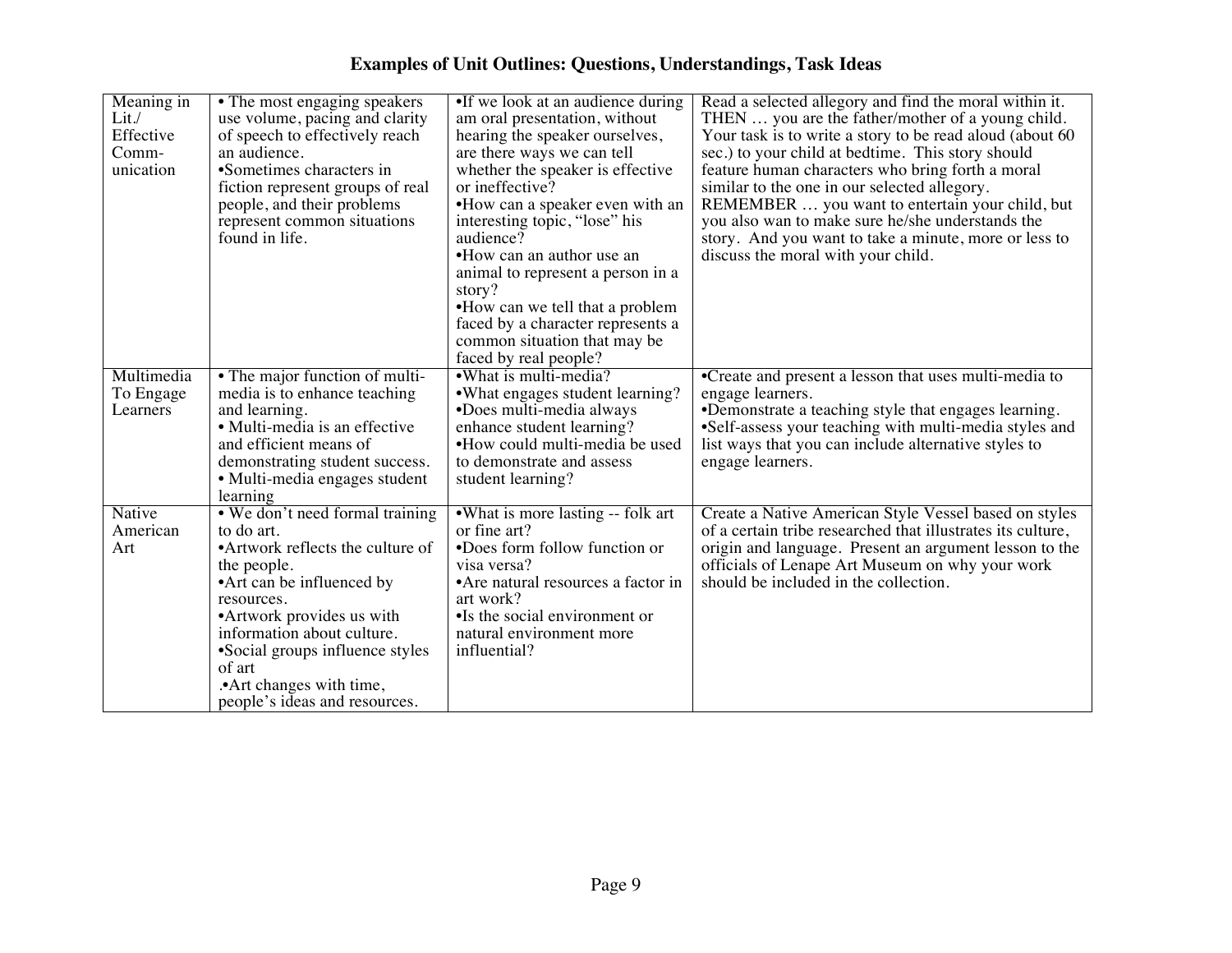# Examples of Unit Outlines: Questions, Understandings, Task Ideas

| | | | |
|---|---|---|---|
| Meaning in Lit./ Effective Comm-unication | • The most engaging speakers use volume, pacing and clarity of speech to effectively reach an audience.<br>•Sometimes characters in fiction represent groups of real people, and their problems represent common situations found in life. | •If we look at an audience during am oral presentation, without hearing the speaker ourselves, are there ways we can tell whether the speaker is effective or ineffective?<br>•How can a speaker even with an interesting topic, "lose" his audience?<br>•How can an author use an animal to represent a person in a story?<br>•How can we tell that a problem faced by a character represents a common situation that may be faced by real people? | Read a selected allegory and find the moral within it. THEN … you are the father/mother of a young child. Your task is to write a story to be read aloud (about 60 sec.) to your child at bedtime. This story should feature human characters who bring forth a moral similar to the one in our selected allegory. REMEMBER … you want to entertain your child, but you also wan to make sure he/she understands the story. And you want to take a minute, more or less to discuss the moral with your child. |
| Multimedia To Engage Learners | • The major function of multi-media is to enhance teaching and learning.<br>• Multi-media is an effective and efficient means of demonstrating student success.<br>• Multi-media engages student learning | •What is multi-media?<br>•What engages student learning?<br>•Does multi-media always enhance student learning?<br>•How could multi-media be used to demonstrate and assess student learning? | •Create and present a lesson that uses multi-media to engage learners.<br>•Demonstrate a teaching style that engages learning.<br>•Self-assess your teaching with multi-media styles and list ways that you can include alternative styles to engage learners. |
| Native American Art | • We don't need formal training to do art.<br>•Artwork reflects the culture of the people.<br>•Art can be influenced by resources.<br>•Artwork provides us with information about culture.<br>•Social groups influence styles of art<br>.•Art changes with time, people's ideas and resources. | •What is more lasting -- folk art or fine art?<br>•Does form follow function or visa versa?<br>•Are natural resources a factor in art work?<br>•Is the social environment or natural environment more influential? | Create a Native American Style Vessel based on styles of a certain tribe researched that illustrates its culture, origin and language. Present an argument lesson to the officials of Lenape Art Museum on why your work should be included in the collection. |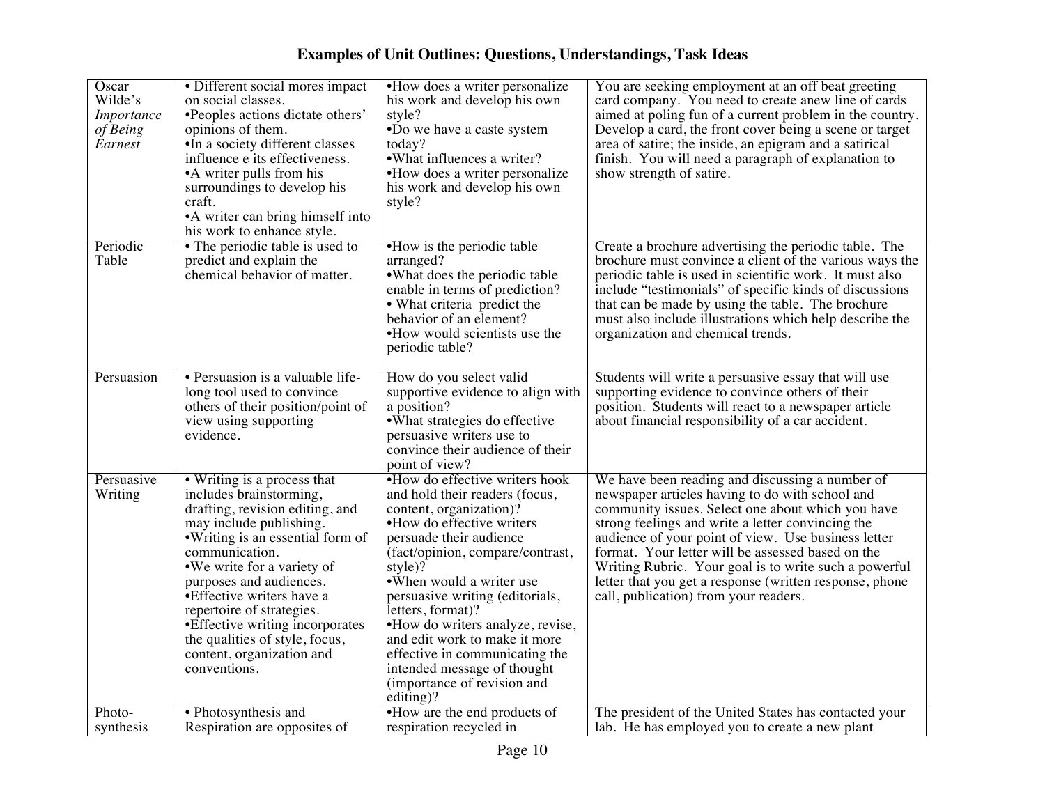# Examples of Unit Outlines: Questions, Understandings, Task Ideas

| | | | |
|---|---|---|---|
| Oscar Wilde's *Importance of Being Earnest* | • Different social mores impact on social classes.<br>•Peoples actions dictate others' opinions of them.<br>•In a society different classes influence e its effectiveness.<br>•A writer pulls from his surroundings to develop his craft.<br>•A writer can bring himself into his work to enhance style. | •How does a writer personalize his work and develop his own style?<br>•Do we have a caste system today?<br>•What influences a writer?<br>•How does a writer personalize his work and develop his own style? | You are seeking employment at an off beat greeting card company. You need to create anew line of cards aimed at poling fun of a current problem in the country. Develop a card, the front cover being a scene or target area of satire; the inside, an epigram and a satirical finish. You will need a paragraph of explanation to show strength of satire. |
| Periodic Table | • The periodic table is used to predict and explain the chemical behavior of matter. | •How is the periodic table arranged?<br>•What does the periodic table enable in terms of prediction?<br>• What criteria predict the behavior of an element?<br>•How would scientists use the periodic table? | Create a brochure advertising the periodic table. The brochure must convince a client of the various ways the periodic table is used in scientific work. It must also include "testimonials" of specific kinds of discussions that can be made by using the table. The brochure must also include illustrations which help describe the organization and chemical trends. |
| Persuasion | • Persuasion is a valuable life-long tool used to convince others of their position/point of view using supporting evidence. | How do you select valid supportive evidence to align with a position?<br>•What strategies do effective persuasive writers use to convince their audience of their point of view? | Students will write a persuasive essay that will use supporting evidence to convince others of their position. Students will react to a newspaper article about financial responsibility of a car accident. |
| Persuasive Writing | • Writing is a process that includes brainstorming, drafting, revision editing, and may include publishing.<br>•Writing is an essential form of communication.<br>•We write for a variety of purposes and audiences.<br>•Effective writers have a repertoire of strategies.<br>•Effective writing incorporates the qualities of style, focus, content, organization and conventions. | •How do effective writers hook and hold their readers (focus, content, organization)?<br>•How do effective writers persuade their audience (fact/opinion, compare/contrast, style)?<br>•When would a writer use persuasive writing (editorials, letters, format)?<br>•How do writers analyze, revise, and edit work to make it more effective in communicating the intended message of thought (importance of revision and editing)? | We have been reading and discussing a number of newspaper articles having to do with school and community issues. Select one about which you have strong feelings and write a letter convincing the audience of your point of view. Use business letter format. Your letter will be assessed based on the Writing Rubric. Your goal is to write such a powerful letter that you get a response (written response, phone call, publication) from your readers. |
| Photo-synthesis | • Photosynthesis and Respiration are opposites of | •How are the end products of respiration recycled in | The president of the United States has contacted your lab. He has employed you to create a new plant |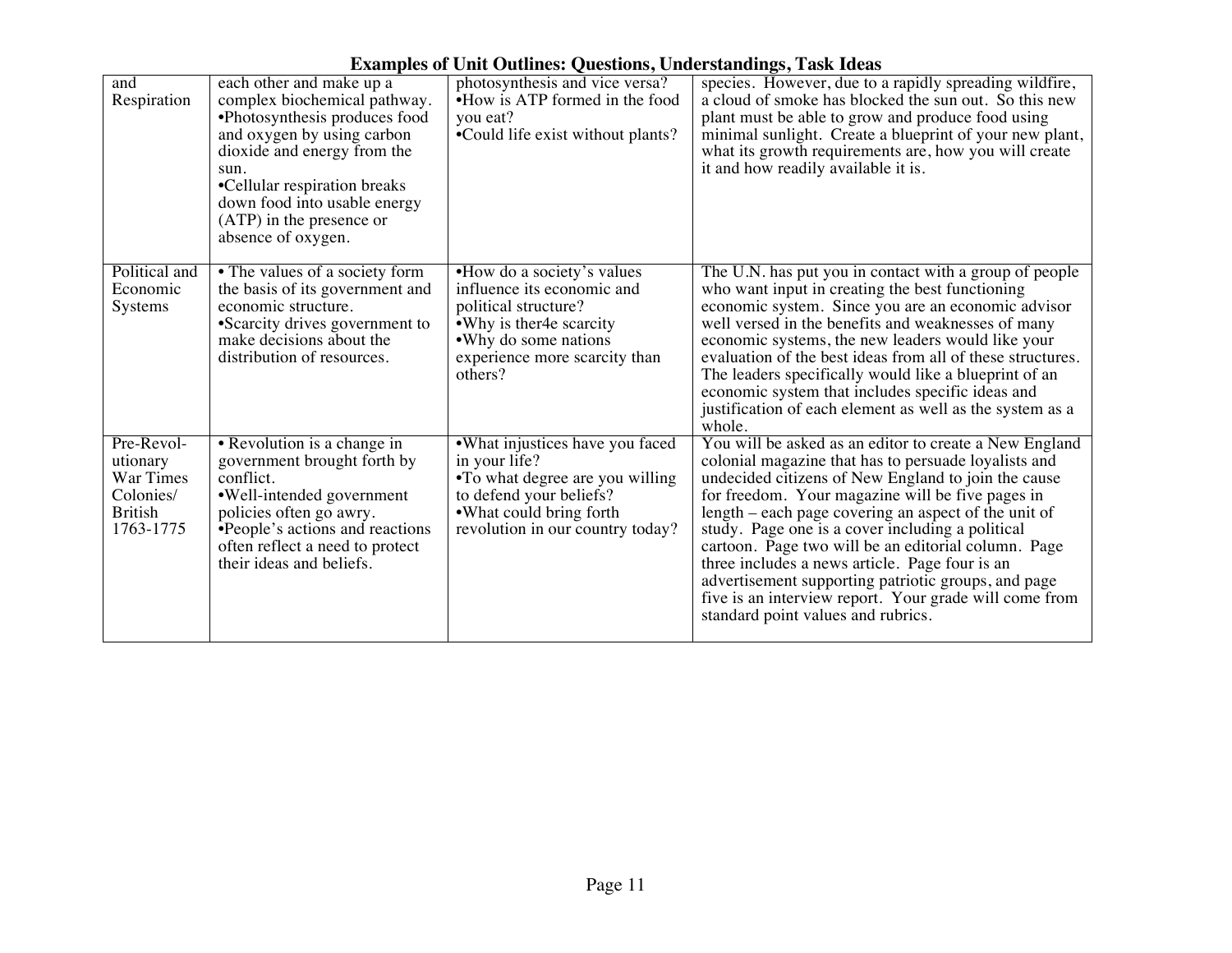# Examples of Unit Outlines: Questions, Understandings, Task Ideas

| | | | |
|---|---|---|---|
| and Respiration | each other and make up a complex biochemical pathway.<br>•Photosynthesis produces food and oxygen by using carbon dioxide and energy from the sun.<br>•Cellular respiration breaks down food into usable energy (ATP) in the presence or absence of oxygen. | photosynthesis and vice versa?<br>•How is ATP formed in the food you eat?<br>•Could life exist without plants? | species. However, due to a rapidly spreading wildfire, a cloud of smoke has blocked the sun out. So this new plant must be able to grow and produce food using minimal sunlight. Create a blueprint of your new plant, what its growth requirements are, how you will create it and how readily available it is. |
| Political and Economic Systems | • The values of a society form the basis of its government and economic structure.<br>•Scarcity drives government to make decisions about the distribution of resources. | •How do a society's values influence its economic and political structure?<br>•Why is ther4e scarcity<br>•Why do some nations experience more scarcity than others? | The U.N. has put you in contact with a group of people who want input in creating the best functioning economic system. Since you are an economic advisor well versed in the benefits and weaknesses of many economic systems, the new leaders would like your evaluation of the best ideas from all of these structures. The leaders specifically would like a blueprint of an economic system that includes specific ideas and justification of each element as well as the system as a whole. |
| Pre-Revol-utionary War Times Colonies/ British 1763-1775 | • Revolution is a change in government brought forth by conflict.<br>•Well-intended government policies often go awry.<br>•People's actions and reactions often reflect a need to protect their ideas and beliefs. | •What injustices have you faced in your life?<br>•To what degree are you willing to defend your beliefs?<br>•What could bring forth revolution in our country today? | You will be asked as an editor to create a New England colonial magazine that has to persuade loyalists and undecided citizens of New England to join the cause for freedom. Your magazine will be five pages in length – each page covering an aspect of the unit of study. Page one is a cover including a political cartoon. Page two will be an editorial column. Page three includes a news article. Page four is an advertisement supporting patriotic groups, and page five is an interview report. Your grade will come from standard point values and rubrics. |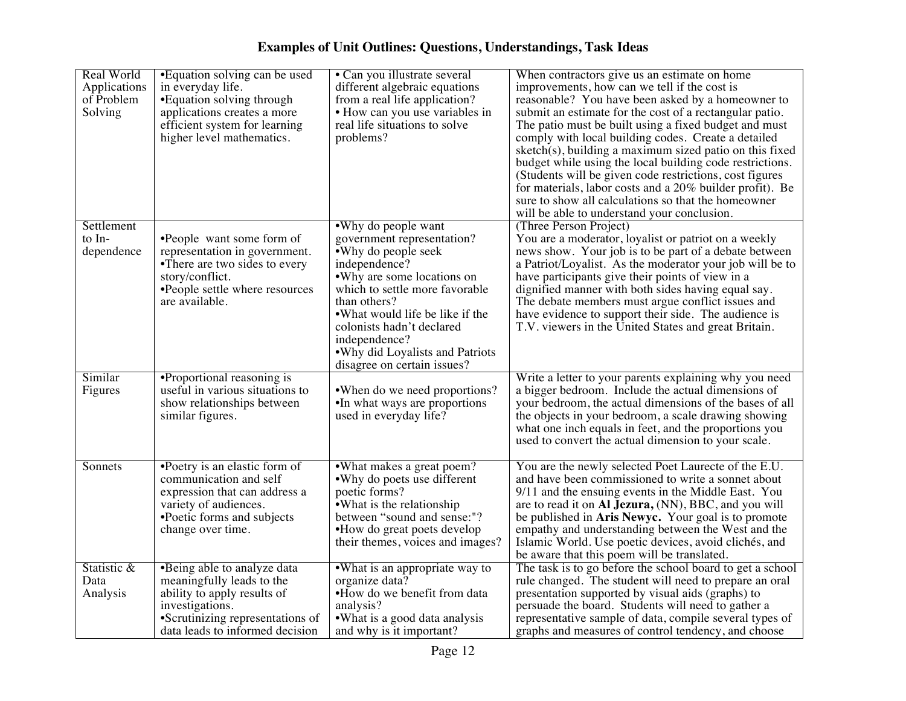# Examples of Unit Outlines: Questions, Understandings, Task Ideas

| | | | |
|---|---|---|---|
| Real World Applications of Problem Solving | •Equation solving can be used in everyday life.<br>•Equation solving through applications creates a more efficient system for learning higher level mathematics. | • Can you illustrate several different algebraic equations from a real life application?<br>• How can you use variables in real life situations to solve problems? | When contractors give us an estimate on home improvements, how can we tell if the cost is reasonable? You have been asked by a homeowner to submit an estimate for the cost of a rectangular patio. The patio must be built using a fixed budget and must comply with local building codes. Create a detailed sketch(s), building a maximum sized patio on this fixed budget while using the local building code restrictions. (Students will be given code restrictions, cost figures for materials, labor costs and a 20% builder profit). Be sure to show all calculations so that the homeowner will be able to understand your conclusion. |
| Settlement to In-dependence | •People want some form of representation in government.<br>•There are two sides to every story/conflict.<br>•People settle where resources are available. | •Why do people want government representation?<br>•Why do people seek independence?<br>•Why are some locations on which to settle more favorable than others?<br>•What would life be like if the colonists hadn't declared independence?<br>•Why did Loyalists and Patriots disagree on certain issues? | (Three Person Project)<br>You are a moderator, loyalist or patriot on a weekly news show. Your job is to be part of a debate between a Patriot/Loyalist. As the moderator your job will be to have participants give their points of view in a dignified manner with both sides having equal say. The debate members must argue conflict issues and have evidence to support their side. The audience is T.V. viewers in the United States and great Britain. |
| Similar Figures | •Proportional reasoning is useful in various situations to show relationships between similar figures. | •When do we need proportions?<br>•In what ways are proportions used in everyday life? | Write a letter to your parents explaining why you need a bigger bedroom. Include the actual dimensions of your bedroom, the actual dimensions of the bases of all the objects in your bedroom, a scale drawing showing what one inch equals in feet, and the proportions you used to convert the actual dimension to your scale. |
| Sonnets | •Poetry is an elastic form of communication and self expression that can address a variety of audiences.<br>•Poetic forms and subjects change over time. | •What makes a great poem?<br>•Why do poets use different poetic forms?<br>•What is the relationship between "sound and sense:"?<br>•How do great poets develop their themes, voices and images? | You are the newly selected Poet Laurecte of the E.U. and have been commissioned to write a sonnet about 9/11 and the ensuing events in the Middle East. You are to read it on **Al Jezura,** (NN), BBC, and you will be published in **Aris Newyc.** Your goal is to promote empathy and understanding between the West and the Islamic World. Use poetic devices, avoid clichés, and be aware that this poem will be translated. |
| Statistic & Data Analysis | •Being able to analyze data meaningfully leads to the ability to apply results of investigations.<br>•Scrutinizing representations of data leads to informed decision | •What is an appropriate way to organize data?<br>•How do we benefit from data analysis?<br>•What is a good data analysis and why is it important? | The task is to go before the school board to get a school rule changed. The student will need to prepare an oral presentation supported by visual aids (graphs) to persuade the board. Students will need to gather a representative sample of data, compile several types of graphs and measures of control tendency, and choose |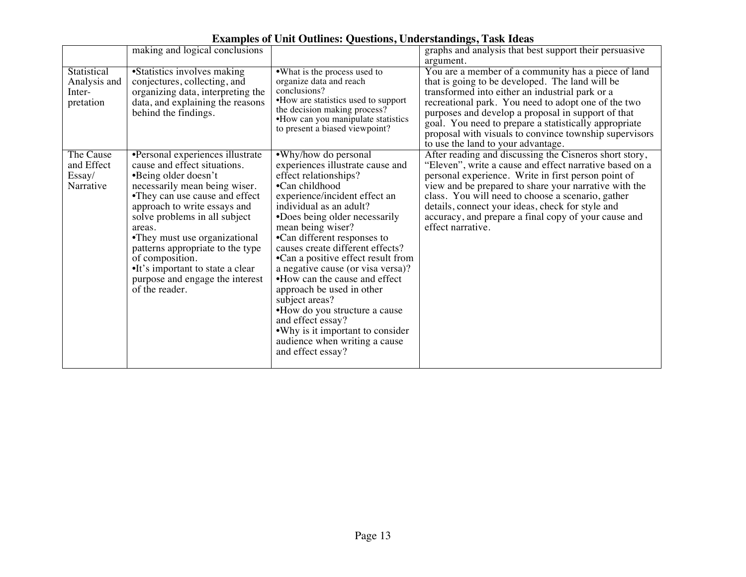# Examples of Unit Outlines: Questions, Understandings, Task Ideas

| | | | |
|---|---|---|---|
| | making and logical conclusions | | graphs and analysis that best support their persuasive argument. |
| Statistical Analysis and Inter-pretation | •Statistics involves making conjectures, collecting, and organizing data, interpreting the data, and explaining the reasons behind the findings. | •What is the process used to organize data and reach conclusions?<br>•How are statistics used to support the decision making process?<br>•How can you manipulate statistics to present a biased viewpoint? | You are a member of a community has a piece of land that is going to be developed. The land will be transformed into either an industrial park or a recreational park. You need to adopt one of the two purposes and develop a proposal in support of that goal. You need to prepare a statistically appropriate proposal with visuals to convince township supervisors to use the land to your advantage. |
| The Cause and Effect Essay/ Narrative | •Personal experiences illustrate cause and effect situations.<br>•Being older doesn't necessarily mean being wiser.<br>•They can use cause and effect approach to write essays and solve problems in all subject areas.<br>•They must use organizational patterns appropriate to the type of composition.<br>•It's important to state a clear purpose and engage the interest of the reader. | •Why/how do personal experiences illustrate cause and effect relationships?<br>•Can childhood experience/incident effect an individual as an adult?<br>•Does being older necessarily mean being wiser?<br>•Can different responses to causes create different effects?<br>•Can a positive effect result from a negative cause (or visa versa)?<br>•How can the cause and effect approach be used in other subject areas?<br>•How do you structure a cause and effect essay?<br>•Why is it important to consider audience when writing a cause and effect essay? | After reading and discussing the Cisneros short story, "Eleven", write a cause and effect narrative based on a personal experience. Write in first person point of view and be prepared to share your narrative with the class. You will need to choose a scenario, gather details, connect your ideas, check for style and accuracy, and prepare a final copy of your cause and effect narrative. |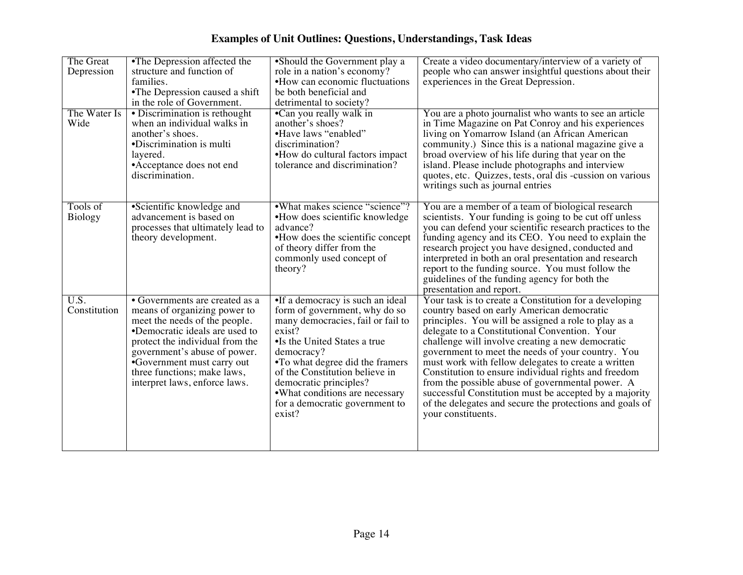# Examples of Unit Outlines: Questions, Understandings, Task Ideas

| | | | |
|---|---|---|---|
| The Great Depression | •The Depression affected the structure and function of families.<br>•The Depression caused a shift in the role of Government. | •Should the Government play a role in a nation's economy?<br>•How can economic fluctuations be both beneficial and detrimental to society? | Create a video documentary/interview of a variety of people who can answer insightful questions about their experiences in the Great Depression. |
| The Water Is Wide | • Discrimination is rethought when an individual walks in another's shoes.<br>•Discrimination is multi layered.<br>•Acceptance does not end discrimination. | •Can you really walk in another's shoes?<br>•Have laws "enabled" discrimination?<br>•How do cultural factors impact tolerance and discrimination? | You are a photo journalist who wants to see an article in Time Magazine on Pat Conroy and his experiences living on Yomarrow Island (an African American community.) Since this is a national magazine give a broad overview of his life during that year on the island. Please include photographs and interview quotes, etc. Quizzes, tests, oral dis -cussion on various writings such as journal entries |
| Tools of Biology | •Scientific knowledge and advancement is based on processes that ultimately lead to theory development. | •What makes science "science"?<br>•How does scientific knowledge advance?<br>•How does the scientific concept of theory differ from the commonly used concept of theory? | You are a member of a team of biological research scientists. Your funding is going to be cut off unless you can defend your scientific research practices to the funding agency and its CEO. You need to explain the research project you have designed, conducted and interpreted in both an oral presentation and research report to the funding source. You must follow the guidelines of the funding agency for both the presentation and report. |
| U.S. Constitution | • Governments are created as a means of organizing power to meet the needs of the people.<br>•Democratic ideals are used to protect the individual from the government's abuse of power.<br>•Government must carry out three functions; make laws, interpret laws, enforce laws. | •If a democracy is such an ideal form of government, why do so many democracies, fail or fail to exist?<br>•Is the United States a true democracy?<br>•To what degree did the framers of the Constitution believe in democratic principles?<br>•What conditions are necessary for a democratic government to exist? | Your task is to create a Constitution for a developing country based on early American democratic principles. You will be assigned a role to play as a delegate to a Constitutional Convention. Your challenge will involve creating a new democratic government to meet the needs of your country. You must work with fellow delegates to create a written Constitution to ensure individual rights and freedom from the possible abuse of governmental power. A successful Constitution must be accepted by a majority of the delegates and secure the protections and goals of your constituents. |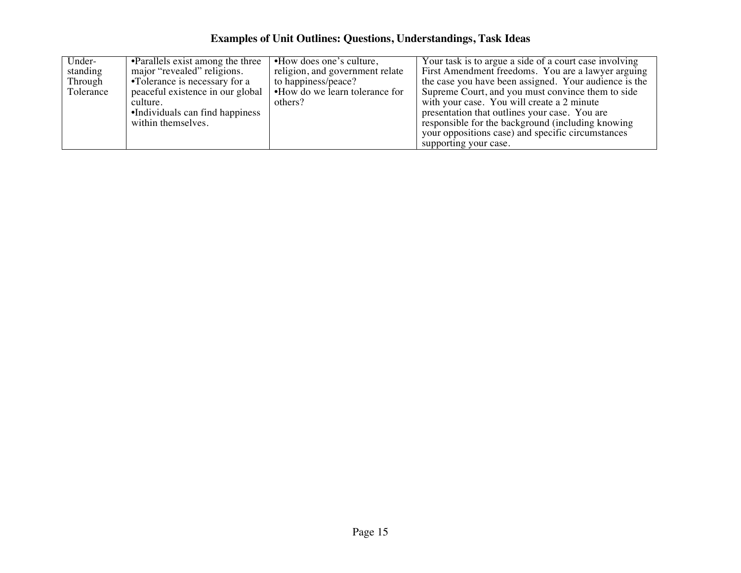## Examples of Unit Outlines: Questions, Understandings, Task Ideas

| | | | |
|---|---|---|---|
| Under-standing Through Tolerance | •Parallels exist among the three major "revealed" religions.<br>•Tolerance is necessary for a peaceful existence in our global culture.<br>•Individuals can find happiness within themselves. | •How does one's culture, religion, and government relate to happiness/peace?<br>•How do we learn tolerance for others? | Your task is to argue a side of a court case involving First Amendment freedoms. You are a lawyer arguing the case you have been assigned. Your audience is the Supreme Court, and you must convince them to side with your case. You will create a 2 minute presentation that outlines your case. You are responsible for the background (including knowing your oppositions case) and specific circumstances supporting your case. |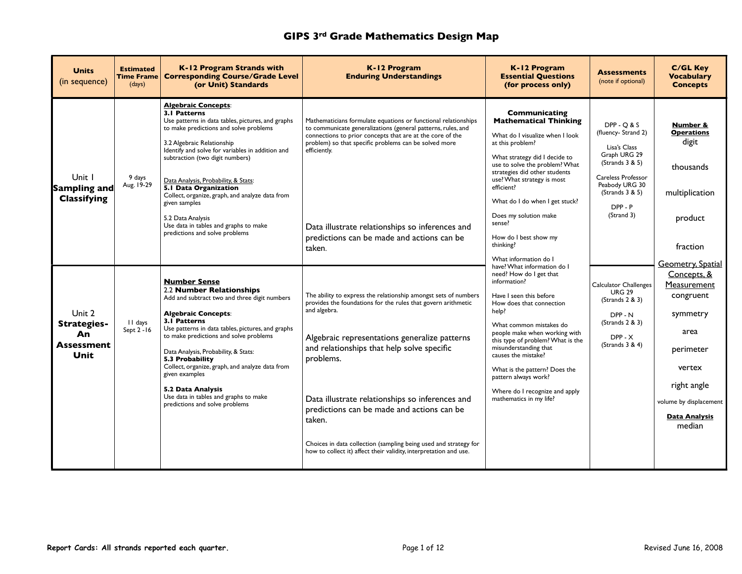# GIPS 3rd Grade Mathematics Design Map

| Units (in sequence) | Estimated Time Frame (days) | K-12 Program Strands with Corresponding Course/Grade Level (or Unit) Standards | K-12 Program Enduring Understandings | K-12 Program Essential Questions (for process only) | Assessments (note if optional) | C/GL Key Vocabulary Concepts |
|---|---|---|---|---|---|---|
| Unit 1 **Sampling and Classifying** | 9 days Aug. 19-29 | **Algebraic Concepts**: **3.1 Patterns** Use patterns in data tables, pictures, and graphs to make predictions and solve problems<br><br>3.2 Algebraic Relationship Identify and solve for variables in addition and subtraction (two digit numbers)<br><br>Data Analysis, Probability, & Stats: **5.1 Data Organization** Collect, organize, graph, and analyze data from given samples<br><br>5.2 Data Analysis Use data in tables and graphs to make predictions and solve problems | Mathematicians formulate equations or functional relationships to communicate generalizations (general patterns, rules, and connections to prior concepts that are at the core of the problem) so that specific problems can be solved more efficiently.<br><br>Data illustrate relationships so inferences and predictions can be made and actions can be taken. | **Communicating Mathematical Thinking**<br><br>What do I visualize when I look at this problem?<br><br>What strategy did I decide to use to solve the problem? What strategies did other students use? What strategy is most efficient?<br><br>What do I do when I get stuck?<br><br>Does my solution make sense?<br><br>How do I best show my thinking?<br><br>What information do I have? What information do I need? How do I get that information?<br><br>Have I seen this before How does that connection help?<br><br>What common mistakes do people make when working with this type of problem? What is the misunderstanding that causes the mistake?<br><br>What is the pattern? Does the pattern always work?<br><br>Where do I recognize and apply mathematics in my life? | DPP - Q & S (fluency- Strand 2)<br><br>Lisa's Class Graph URG 29 (Strands 3 & 5)<br><br>Careless Professor Peabody URG 30 (Strands 3 & 5)<br><br>DPP - P (Strand 3) | **Number & Operations**<br>digit<br>thousands<br>multiplication<br>product<br>fraction<br><br>Geometry, Spatial Concepts, & Measurement<br>congruent<br>symmetry<br>area<br>perimeter<br>vertex<br>right angle<br>volume by displacement<br><br>**Data Analysis**<br>median |
| Unit 2 **Strategies- An Assessment Unit** | 11 days Sept 2 -16 | **Number Sense** 2.2 **Number Relationships** Add and subtract two and three digit numbers<br><br>**Algebraic Concepts**: **3.1 Patterns** Use patterns in data tables, pictures, and graphs to make predictions and solve problems<br><br>Data Analysis, Probability, & Stats: **5.3 Probability** Collect, organize, graph, and analyze data from given examples<br><br>**5.2 Data Analysis** Use data in tables and graphs to make predictions and solve problems | The ability to express the relationship amongst sets of numbers provides the foundations for the rules that govern arithmetic and algebra.<br><br>Algebraic representations generalize patterns and relationships that help solve specific problems.<br><br>Data illustrate relationships so inferences and predictions can be made and actions can be taken.<br><br>Choices in data collection (sampling being used and strategy for how to collect it) affect their validity, interpretation and use. | | Calculator Challenges URG 29 (Strands 2 & 3)<br><br>DPP - N (Strands 2 & 3)<br><br>DPP - X (Strands 3 & 4) | |

**Report Cards: All strands reported each quarter.**

Revised June 16, 2008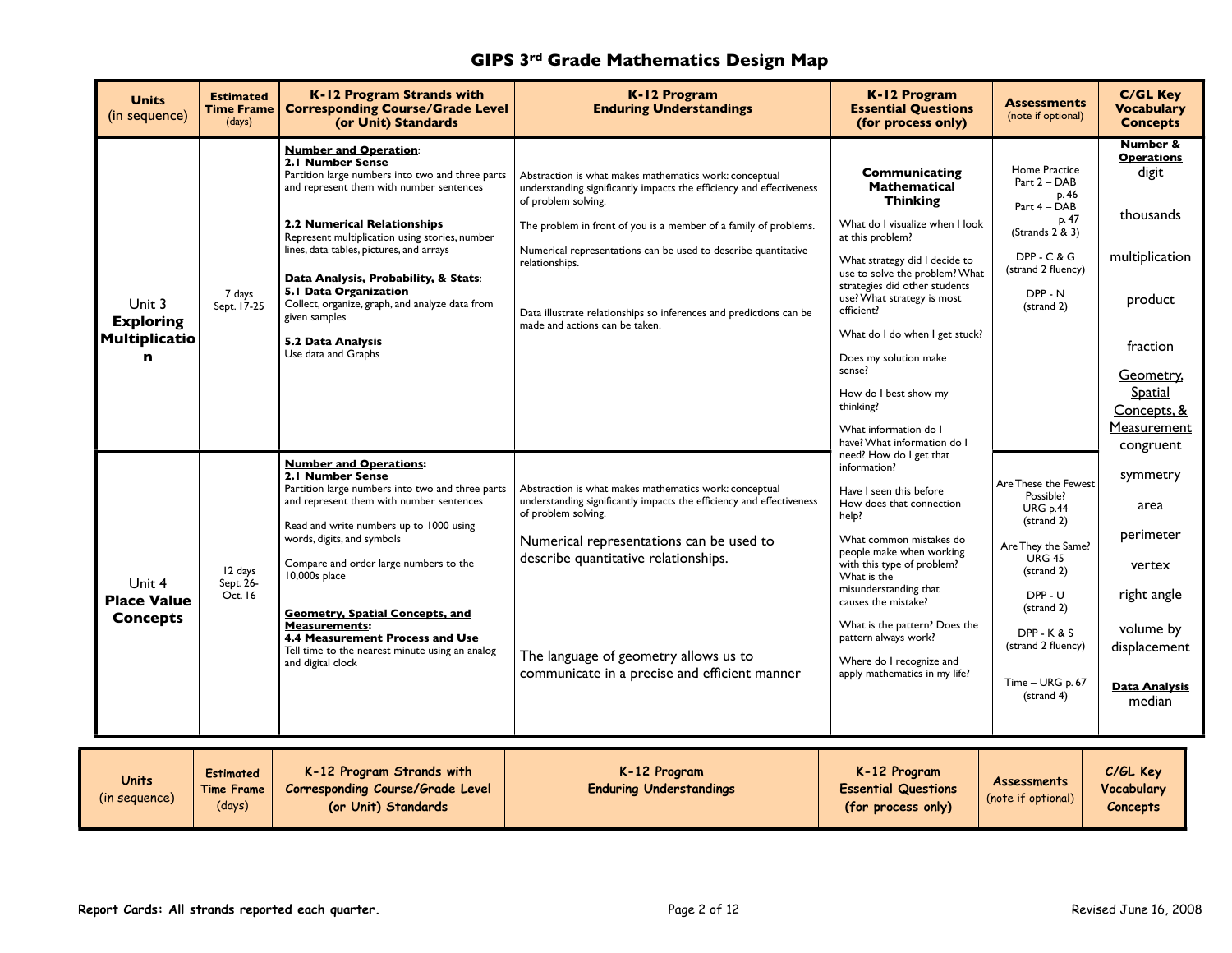# GIPS 3rd Grade Mathematics Design Map

| Units (in sequence) | Estimated Time Frame (days) | K-12 Program Strands with Corresponding Course/Grade Level (or Unit) Standards | K-12 Program Enduring Understandings | K-12 Program Essential Questions (for process only) | Assessments (note if optional) | C/GL Key Vocabulary Concepts |
|---|---|---|---|---|---|---|
| Unit 3 **Exploring Multiplication** | 7 days Sept. 17-25 | **Number and Operation**: **2.1 Number Sense** Partition large numbers into two and three parts and represent them with number sentences<br><br>**2.2 Numerical Relationships** Represent multiplication using stories, number lines, data tables, pictures, and arrays<br><br>**Data Analysis, Probability, & Stats**: **5.1 Data Organization** Collect, organize, graph, and analyze data from given samples<br><br>**5.2 Data Analysis** Use data and Graphs | Abstraction is what makes mathematics work: conceptual understanding significantly impacts the efficiency and effectiveness of problem solving.<br><br>The problem in front of you is a member of a family of problems.<br><br>Numerical representations can be used to describe quantitative relationships.<br><br>Data illustrate relationships so inferences and predictions can be made and actions can be taken. | **Communicating Mathematical Thinking**<br><br>What do I visualize when I look at this problem?<br><br>What strategy did I decide to use to solve the problem? What strategies did other students use? What strategy is most efficient?<br><br>What do I do when I get stuck?<br><br>Does my solution make sense?<br><br>How do I best show my thinking?<br><br>What information do I have? What information do I need? How do I get that information?<br><br>Have I seen this before How does that connection help?<br><br>What common mistakes do people make when working with this type of problem? What is the misunderstanding that causes the mistake?<br><br>What is the pattern? Does the pattern always work?<br><br>Where do I recognize and apply mathematics in my life? | Home Practice Part 2 – DAB p. 46<br>Part 4 – DAB p. 47<br>(Strands 2 & 3)<br><br>DPP - C & G (strand 2 fluency)<br><br>DPP - N (strand 2) | **Number & Operations**<br>digit<br><br>thousands<br><br>multiplication<br><br>product<br><br>fraction<br><br>Geometry, Spatial Concepts, & Measurement<br>congruent |
| Unit 4 **Place Value Concepts** | 12 days Sept. 26-Oct. 16 | **Number and Operations**: **2.1 Number Sense** Partition large numbers into two and three parts and represent them with number sentences<br><br>Read and write numbers up to 1000 using words, digits, and symbols<br><br>Compare and order large numbers to the 10,000s place<br><br>**Geometry, Spatial Concepts, and Measurements: 4.4 Measurement Process and Use** Tell time to the nearest minute using an analog and digital clock | Abstraction is what makes mathematics work: conceptual understanding significantly impacts the efficiency and effectiveness of problem solving.<br><br>Numerical representations can be used to describe quantitative relationships.<br><br>The language of geometry allows us to communicate in a precise and efficient manner | | Are These the Fewest Possible? URG p.44 (strand 2)<br><br>Are They the Same? URG 45 (strand 2)<br><br>DPP - U (strand 2)<br><br>DPP - K & S (strand 2 fluency)<br><br>Time – URG p. 67 (strand 4) | symmetry<br><br>area<br><br>perimeter<br><br>vertex<br><br>right angle<br><br>volume by displacement<br><br>**Data Analysis**<br>median |

| Units (in sequence) | Estimated Time Frame (days) | K-12 Program Strands with Corresponding Course/Grade Level (or Unit) Standards | K-12 Program Enduring Understandings | K-12 Program Essential Questions (for process only) | Assessments (note if optional) | C/GL Key Vocabulary Concepts |
|---|---|---|---|---|---|---|

**Report Cards: All strands reported each quarter.**

Revised June 16, 2008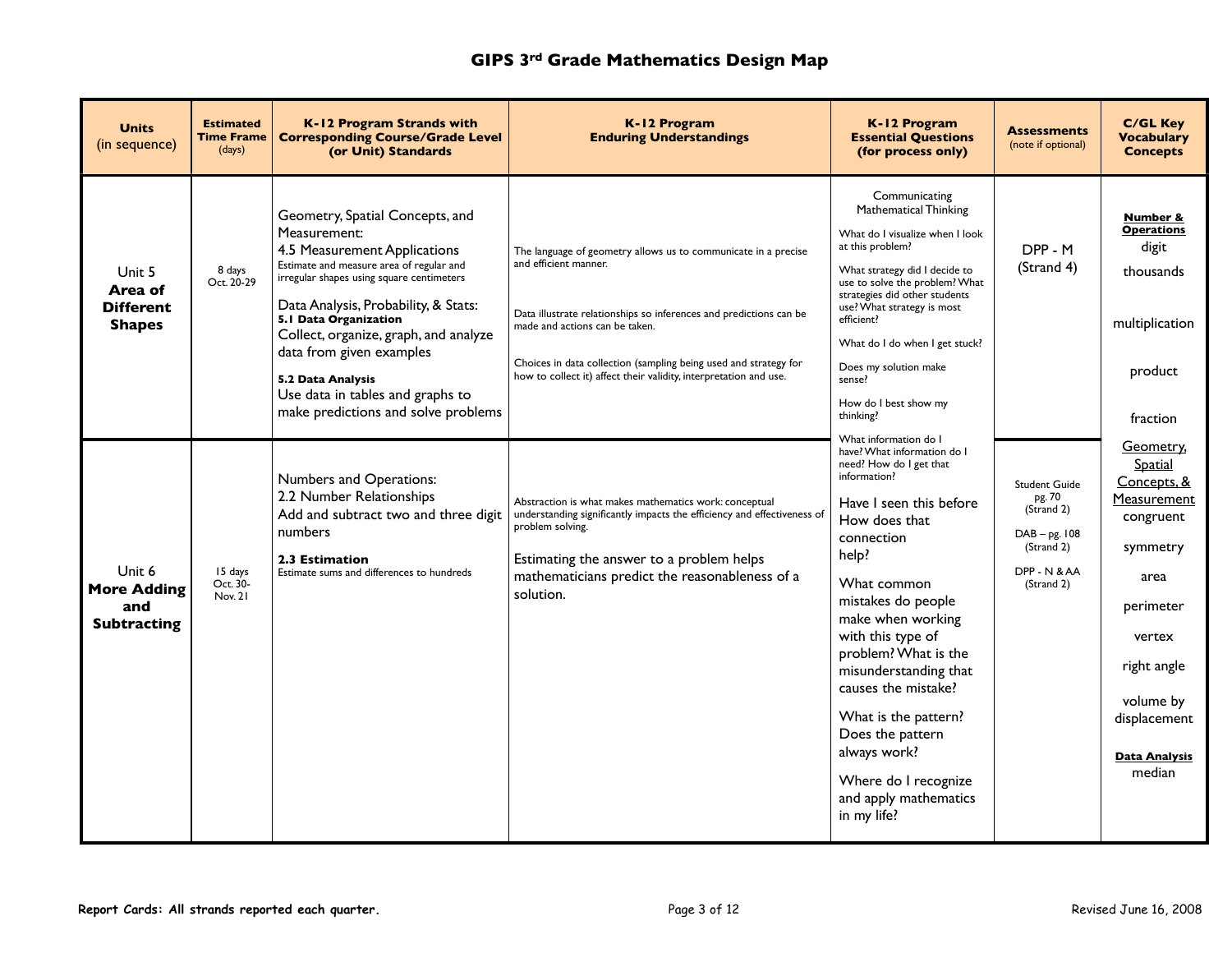# GIPS 3rd Grade Mathematics Design Map

| Units (in sequence) | Estimated Time Frame (days) | K-12 Program Strands with Corresponding Course/Grade Level (or Unit) Standards | K-12 Program Enduring Understandings | K-12 Program Essential Questions (for process only) | Assessments (note if optional) | C/GL Key Vocabulary Concepts |
|---|---|---|---|---|---|---|
| Unit 5 **Area of Different Shapes** | 8 days Oct. 20-29 | Geometry, Spatial Concepts, and Measurement: 4.5 Measurement Applications Estimate and measure area of regular and irregular shapes using square centimeters<br><br>Data Analysis, Probability, & Stats: **5.1 Data Organization** Collect, organize, graph, and analyze data from given examples<br><br>**5.2 Data Analysis** Use data in tables and graphs to make predictions and solve problems | The language of geometry allows us to communicate in a precise and efficient manner.<br><br>Data illustrate relationships so inferences and predictions can be made and actions can be taken.<br><br>Choices in data collection (sampling being used and strategy for how to collect it) affect their validity, interpretation and use. | Communicating Mathematical Thinking<br><br>What do I visualize when I look at this problem?<br><br>What strategy did I decide to use to solve the problem? What strategies did other students use? What strategy is most efficient?<br><br>What do I do when I get stuck?<br><br>Does my solution make sense?<br><br>How do I best show my thinking?<br><br>What information do I have? What information do I need? How do I get that information?<br><br>Have I seen this before How does that connection help?<br><br>What common mistakes do people make when working with this type of problem? What is the misunderstanding that causes the mistake?<br><br>What is the pattern? Does the pattern always work?<br><br>Where do I recognize and apply mathematics in my life? | DPP - M (Strand 4) | **Number & Operations**<br>digit<br>thousands<br>multiplication<br>product<br>fraction<br><br>Geometry, Spatial Concepts, & Measurement<br>congruent<br>symmetry<br>area<br>perimeter<br>vertex<br>right angle<br>volume by displacement<br><br>**Data Analysis**<br>median |
| Unit 6 **More Adding and Subtracting** | 15 days Oct. 30-Nov. 21 | Numbers and Operations: 2.2 Number Relationships Add and subtract two and three digit numbers<br><br>**2.3 Estimation** Estimate sums and differences to hundreds | Abstraction is what makes mathematics work: conceptual understanding significantly impacts the efficiency and effectiveness of problem solving.<br><br>Estimating the answer to a problem helps mathematicians predict the reasonableness of a solution. | | Student Guide pg. 70 (Strand 2)<br><br>DAB – pg. 108 (Strand 2)<br><br>DPP - N & AA (Strand 2) | |

**Report Cards: All strands reported each quarter.**

Revised June 16, 2008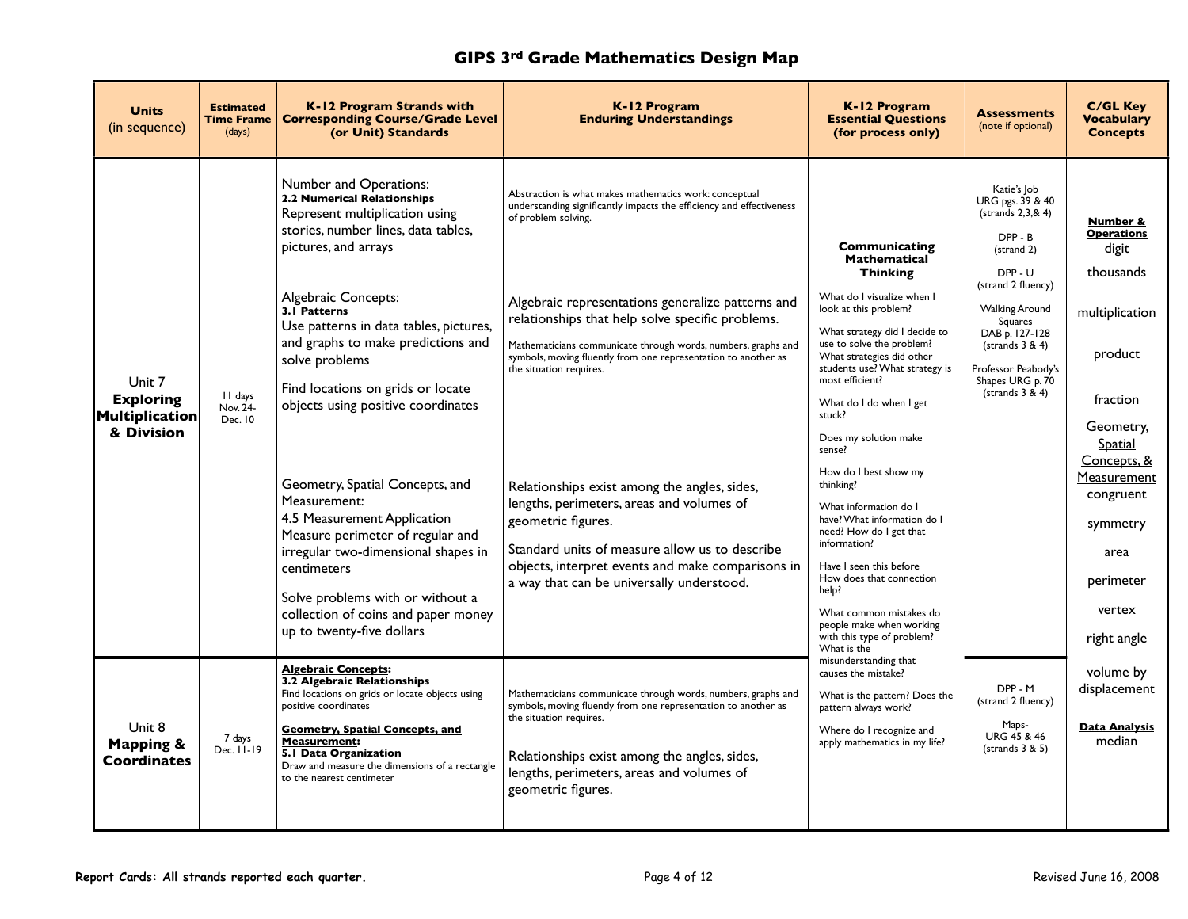# GIPS 3rd Grade Mathematics Design Map

| Units (in sequence) | Estimated Time Frame (days) | K-12 Program Strands with Corresponding Course/Grade Level (or Unit) Standards | K-12 Program Enduring Understandings | K-12 Program Essential Questions (for process only) | Assessments (note if optional) | C/GL Key Vocabulary Concepts |
|---|---|---|---|---|---|---|
| Unit 7 **Exploring Multiplication & Division** | 11 days Nov. 24- Dec. 10 | Number and Operations: **2.2 Numerical Relationships** Represent multiplication using stories, number lines, data tables, pictures, and arrays<br><br>Algebraic Concepts: **3.1 Patterns** Use patterns in data tables, pictures, and graphs to make predictions and solve problems<br><br>Find locations on grids or locate objects using positive coordinates<br><br>Geometry, Spatial Concepts, and Measurement: 4.5 Measurement Application Measure perimeter of regular and irregular two-dimensional shapes in centimeters<br><br>Solve problems with or without a collection of coins and paper money up to twenty-five dollars | Abstraction is what makes mathematics work: conceptual understanding significantly impacts the efficiency and effectiveness of problem solving.<br><br>Algebraic representations generalize patterns and relationships that help solve specific problems.<br><br>Mathematicians communicate through words, numbers, graphs and symbols, moving fluently from one representation to another as the situation requires.<br><br>Relationships exist among the angles, sides, lengths, perimeters, areas and volumes of geometric figures.<br><br>Standard units of measure allow us to describe objects, interpret events and make comparisons in a way that can be universally understood. | **Communicating Mathematical Thinking**<br><br>What do I visualize when I look at this problem?<br><br>What strategy did I decide to use to solve the problem? What strategies did other students use? What strategy is most efficient?<br><br>What do I do when I get stuck?<br><br>Does my solution make sense?<br><br>How do I best show my thinking?<br><br>What information do I have? What information do I need? How do I get that information?<br><br>Have I seen this before How does that connection help?<br><br>What common mistakes do people make when working with this type of problem? What is the misunderstanding that causes the mistake?<br><br>What is the pattern? Does the pattern always work?<br><br>Where do I recognize and apply mathematics in my life? | Katie's Job URG pgs. 39 & 40 (strands 2,3,& 4)<br><br>DPP - B (strand 2)<br><br>DPP - U (strand 2 fluency)<br><br>Walking Around Squares DAB p. 127-128 (strands 3 & 4)<br><br>Professor Peabody's Shapes URG p. 70 (strands 3 & 4) | **Number & Operations**<br>digit<br>thousands<br>multiplication<br>product<br>fraction<br><br>Geometry, Spatial Concepts, & Measurement<br>congruent<br>symmetry<br>area<br>perimeter<br>vertex<br>right angle<br>volume by displacement<br><br>**Data Analysis**<br>median |
| Unit 8 **Mapping & Coordinates** | 7 days Dec. 11-19 | **Algebraic Concepts: 3.2 Algebraic Relationships** Find locations on grids or locate objects using positive coordinates<br><br>**Geometry, Spatial Concepts, and Measurement: 5.1 Data Organization** Draw and measure the dimensions of a rectangle to the nearest centimeter | Mathematicians communicate through words, numbers, graphs and symbols, moving fluently from one representation to another as the situation requires.<br><br>Relationships exist among the angles, sides, lengths, perimeters, areas and volumes of geometric figures. | | DPP - M (strand 2 fluency)<br><br>Maps- URG 45 & 46 (strands 3 & 5) | |

**Report Cards: All strands reported each quarter.**

Revised June 16, 2008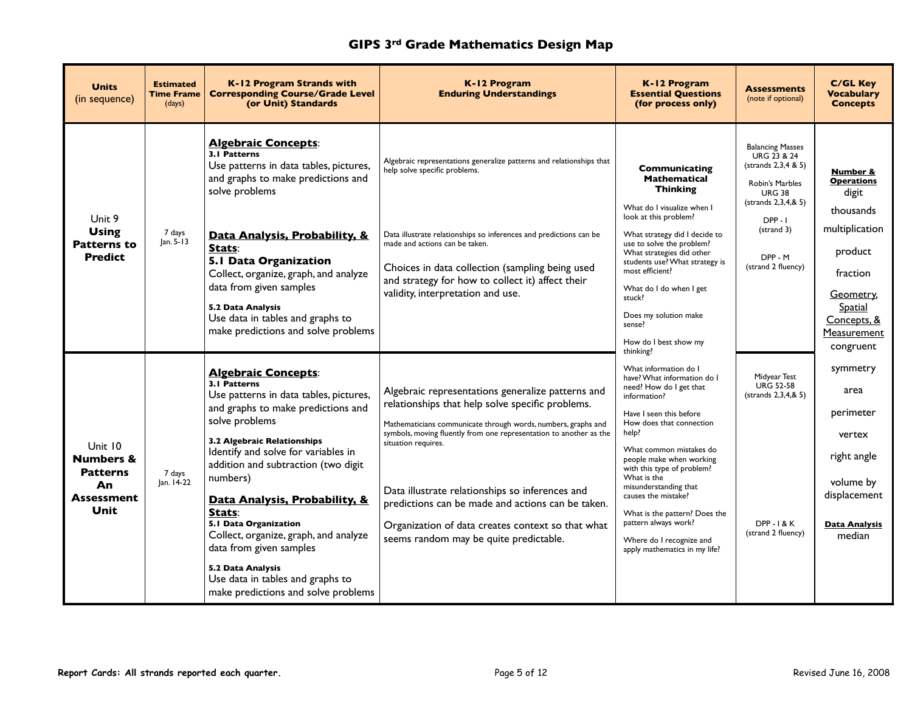# GIPS 3[rd] Grade Mathematics Design Map

| Units (in sequence) | Estimated Time Frame (days) | K-12 Program Strands with Corresponding Course/Grade Level (or Unit) Standards | K-12 Program Enduring Understandings | K-12 Program Essential Questions (for process only) | Assessments (note if optional) | C/GL Key Vocabulary Concepts |
|---|---|---|---|---|---|---|
| Unit 9 **Using Patterns to Predict** | 7 days Jan. 5-13 | **Algebraic Concepts**: **3.1 Patterns** Use patterns in data tables, pictures, and graphs to make predictions and solve problems<br><br>**Data Analysis, Probability, & Stats**: **5.1 Data Organization** Collect, organize, graph, and analyze data from given samples<br><br>**5.2 Data Analysis** Use data in tables and graphs to make predictions and solve problems | Algebraic representations generalize patterns and relationships that help solve specific problems.<br><br>Data illustrate relationships so inferences and predictions can be made and actions can be taken.<br><br>Choices in data collection (sampling being used and strategy for how to collect it) affect their validity, interpretation and use. | **Communicating Mathematical Thinking**<br><br>What do I visualize when I look at this problem?<br><br>What strategy did I decide to use to solve the problem? What strategies did other students use? What strategy is most efficient?<br><br>What do I do when I get stuck?<br><br>Does my solution make sense?<br><br>How do I best show my thinking?<br><br>What information do I have? What information do I need? How do I get that information?<br><br>Have I seen this before How does that connection help?<br><br>What common mistakes do people make when working with this type of problem? What is the misunderstanding that causes the mistake?<br><br>What is the pattern? Does the pattern always work?<br><br>Where do I recognize and apply mathematics in my life? | Balancing Masses URG 23 & 24 (strands 2,3,4 & 5)<br><br>Robin's Marbles URG 38 (strands 2,3,4,& 5)<br><br>DPP - I (strand 3)<br><br>DPP - M (strand 2 fluency) | **Number & Operations**<br>digit<br>thousands<br>multiplication<br>product<br>fraction<br><br>Geometry, Spatial Concepts, & Measurement<br>congruent<br>symmetry<br>area<br>perimeter<br>vertex<br>right angle<br>volume by displacement<br><br>**Data Analysis**<br>median |
| Unit 10 **Numbers & Patterns An Assessment Unit** | 7 days Jan. 14-22 | **Algebraic Concepts**: **3.1 Patterns** Use patterns in data tables, pictures, and graphs to make predictions and solve problems<br><br>**3.2 Algebraic Relationships** Identify and solve for variables in addition and subtraction (two digit numbers)<br><br>**Data Analysis, Probability, & Stats**: **5.1 Data Organization** Collect, organize, graph, and analyze data from given samples<br><br>**5.2 Data Analysis** Use data in tables and graphs to make predictions and solve problems | Algebraic representations generalize patterns and relationships that help solve specific problems.<br><br>Mathematicians communicate through words, numbers, graphs and symbols, moving fluently from one representation to another as the situation requires.<br><br>Data illustrate relationships so inferences and predictions can be made and actions can be taken.<br><br>Organization of data creates context so that what seems random may be quite predictable. | | Midyear Test URG 52-58 (strands 2,3,4,& 5)<br><br>DPP - I & K (strand 2 fluency) | |

**Report Cards: All strands reported each quarter.**

Revised June 16, 2008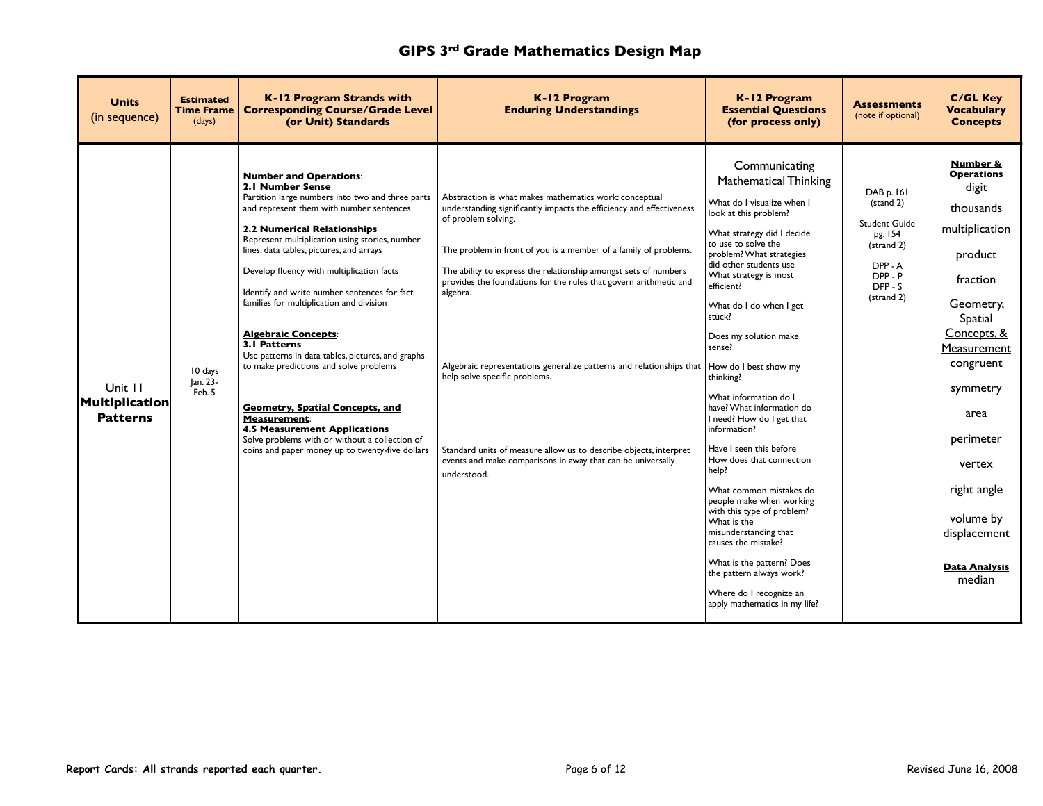# GIPS 3rd Grade Mathematics Design Map

| Units (in sequence) | Estimated Time Frame (days) | K-12 Program Strands with Corresponding Course/Grade Level (or Unit) Standards | K-12 Program Enduring Understandings | K-12 Program Essential Questions (for process only) | Assessments (note if optional) | C/GL Key Vocabulary Concepts |
|---|---|---|---|---|---|---|
| Unit 11 **Multiplication Patterns** | 10 days Jan. 23- Feb. 5 | **Number and Operations**:<br>**2.1 Number Sense**<br>Partition large numbers into two and three parts and represent them with number sentences<br><br>**2.2 Numerical Relationships**<br>Represent multiplication using stories, number lines, data tables, pictures, and arrays<br><br>Develop fluency with multiplication facts<br><br>Identify and write number sentences for fact families for multiplication and division<br><br>**Algebraic Concepts**:<br>**3.1 Patterns**<br>Use patterns in data tables, pictures, and graphs to make predictions and solve problems<br><br>**Geometry, Spatial Concepts, and Measurement**:<br>**4.5 Measurement Applications**<br>Solve problems with or without a collection of coins and paper money up to twenty-five dollars | Abstraction is what makes mathematics work: conceptual understanding significantly impacts the efficiency and effectiveness of problem solving.<br><br>The problem in front of you is a member of a family of problems.<br><br>The ability to express the relationship amongst sets of numbers provides the foundations for the rules that govern arithmetic and algebra.<br><br>Algebraic representations generalize patterns and relationships that help solve specific problems.<br><br>Standard units of measure allow us to describe objects, interpret events and make comparisons in away that can be universally understood. | Communicating Mathematical Thinking<br><br>What do I visualize when I look at this problem?<br><br>What strategy did I decide to use to solve the problem? What strategies did other students use What strategy is most efficient?<br><br>What do I do when I get stuck?<br><br>Does my solution make sense?<br><br>How do I best show my thinking?<br><br>What information do I have? What information do I need? How do I get that information?<br><br>Have I seen this before How does that connection help?<br><br>What common mistakes do people make when working with this type of problem? What is the misunderstanding that causes the mistake?<br><br>What is the pattern? Does the pattern always work?<br><br>Where do I recognize an apply mathematics in my life? | DAB p. 161 (stand 2)<br><br>Student Guide pg. 154 (strand 2)<br><br>DPP - A<br>DPP - P<br>DPP - S<br>(strand 2) | **Number & Operations**<br>digit<br>thousands<br>multiplication<br>product<br>fraction<br><br>Geometry, Spatial Concepts, & Measurement<br>congruent<br>symmetry<br>area<br>perimeter<br>vertex<br>right angle<br>volume by displacement<br><br>**Data Analysis**<br>median |

**Report Cards: All strands reported each quarter.**

Revised June 16, 2008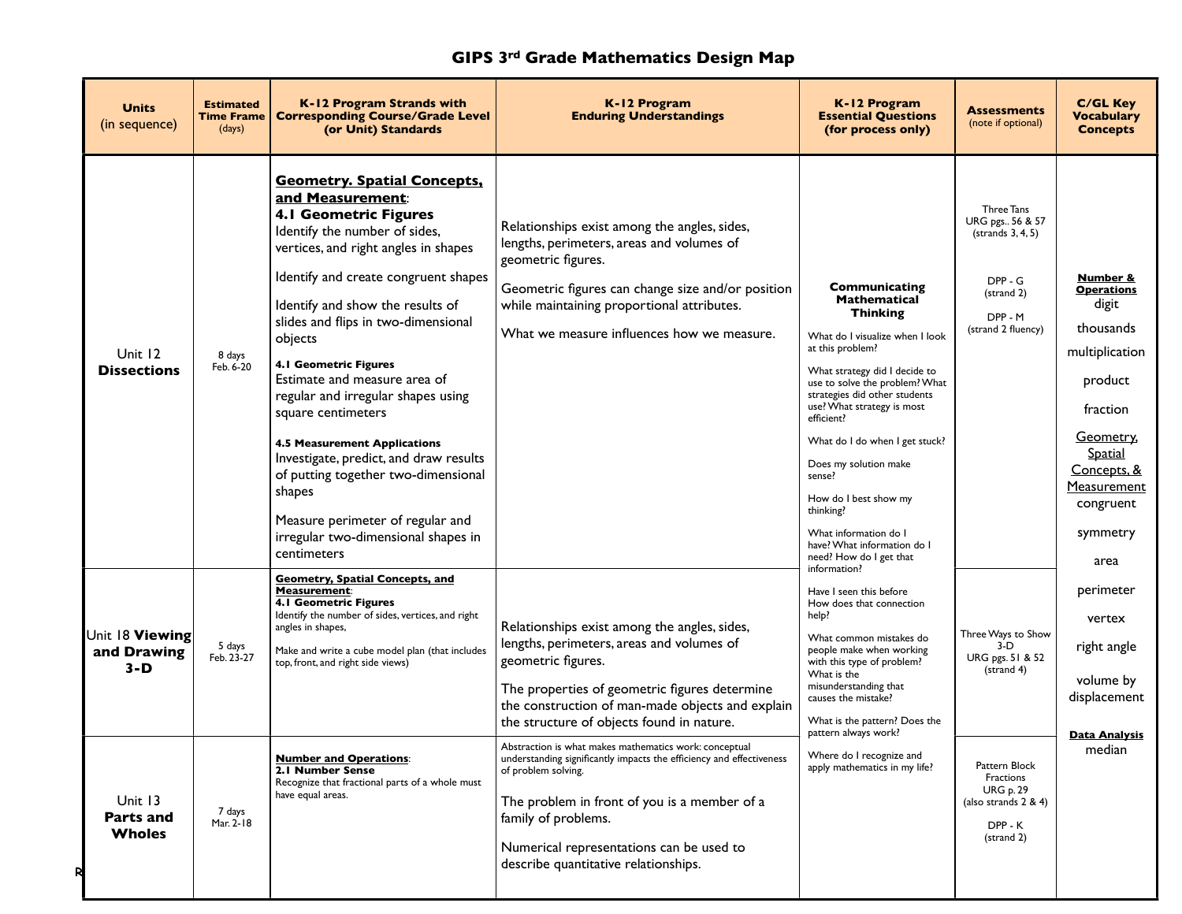# GIPS 3rd Grade Mathematics Design Map

| Units (in sequence) | Estimated Time Frame (days) | K-12 Program Strands with Corresponding Course/Grade Level (or Unit) Standards | K-12 Program Enduring Understandings | K-12 Program Essential Questions (for process only) | Assessments (note if optional) | C/GL Key Vocabulary Concepts |
|---|---|---|---|---|---|---|
| Unit 12 **Dissections** | 8 days Feb. 6-20 | **Geometry. Spatial Concepts, and Measurement**: **4.1 Geometric Figures** Identify the number of sides, vertices, and right angles in shapes<br><br>Identify and create congruent shapes<br><br>Identify and show the results of slides and flips in two-dimensional objects<br><br>**4.1 Geometric Figures** Estimate and measure area of regular and irregular shapes using square centimeters<br><br>**4.5 Measurement Applications** Investigate, predict, and draw results of putting together two-dimensional shapes<br><br>Measure perimeter of regular and irregular two-dimensional shapes in centimeters | Relationships exist among the angles, sides, lengths, perimeters, areas and volumes of geometric figures.<br><br>Geometric figures can change size and/or position while maintaining proportional attributes.<br><br>What we measure influences how we measure. | **Communicating Mathematical Thinking**<br><br>What do I visualize when I look at this problem?<br><br>What strategy did I decide to use to solve the problem? What strategies did other students use? What strategy is most efficient?<br><br>What do I do when I get stuck?<br><br>Does my solution make sense?<br><br>How do I best show my thinking?<br><br>What information do I have? What information do I need? How do I get that information?<br><br>Have I seen this before How does that connection help?<br><br>What common mistakes do people make when working with this type of problem? What is the misunderstanding that causes the mistake?<br><br>What is the pattern? Does the pattern always work?<br><br>Where do I recognize and apply mathematics in my life? | Three Tans URG pgs.. 56 & 57 (strands 3, 4, 5)<br><br>DPP - G (strand 2)<br><br>DPP - M (strand 2 fluency) | **Number & Operations**<br>digit<br>thousands<br>multiplication<br>product<br>fraction<br><br>Geometry, Spatial Concepts, & Measurement<br>congruent<br>symmetry<br>area<br>perimeter<br>vertex<br>right angle<br>volume by displacement<br><br>**Data Analysis**<br>median |
| Unit 18 **Viewing and Drawing 3-D** | 5 days Feb. 23-27 | **Geometry, Spatial Concepts, and Measurement**: **4.1 Geometric Figures** Identify the number of sides, vertices, and right angles in shapes,<br><br>Make and write a cube model plan (that includes top, front, and right side views) | Relationships exist among the angles, sides, lengths, perimeters, areas and volumes of geometric figures.<br><br>The properties of geometric figures determine the construction of man-made objects and explain the structure of objects found in nature. | | Three Ways to Show 3-D URG pgs. 51 & 52 (strand 4) | |
| Unit 13 **Parts and Wholes** | 7 days Mar. 2-18 | **Number and Operations**: **2.1 Number Sense** Recognize that fractional parts of a whole must have equal areas. | Abstraction is what makes mathematics work: conceptual understanding significantly impacts the efficiency and effectiveness of problem solving.<br><br>The problem in front of you is a member of a family of problems.<br><br>Numerical representations can be used to describe quantitative relationships. | | Pattern Block Fractions URG p. 29 (also strands 2 & 4)<br><br>DPP - K (strand 2) | |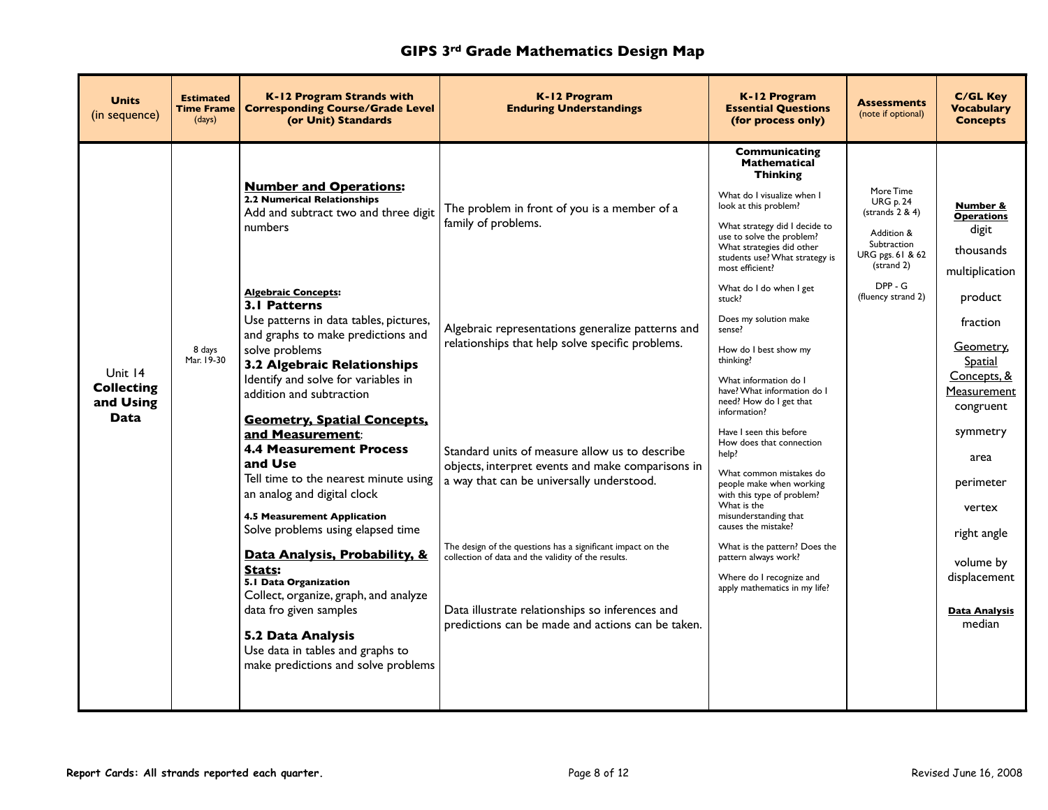# GIPS 3rd Grade Mathematics Design Map

| Units (in sequence) | Estimated Time Frame (days) | K-12 Program Strands with Corresponding Course/Grade Level (or Unit) Standards | K-12 Program Enduring Understandings | K-12 Program Essential Questions (for process only) | Assessments (note if optional) | C/GL Key Vocabulary Concepts |
|---|---|---|---|---|---|---|
| Unit 14 **Collecting and Using Data** | 8 days Mar. 19-30 | **Number and Operations:**<br>**2.2 Numerical Relationships**<br>Add and subtract two and three digit numbers<br><br>**Algebraic Concepts:**<br>**3.1 Patterns**<br>Use patterns in data tables, pictures, and graphs to make predictions and solve problems<br>**3.2 Algebraic Relationships**<br>Identify and solve for variables in addition and subtraction<br><br>**Geometry, Spatial Concepts, and Measurement**:<br>**4.4 Measurement Process and Use**<br>Tell time to the nearest minute using an analog and digital clock<br>**4.5 Measurement Application**<br>Solve problems using elapsed time<br><br>**Data Analysis, Probability, & Stats:**<br>**5.1 Data Organization**<br>Collect, organize, graph, and analyze data fro given samples<br>**5.2 Data Analysis**<br>Use data in tables and graphs to make predictions and solve problems | The problem in front of you is a member of a family of problems.<br><br>Algebraic representations generalize patterns and relationships that help solve specific problems.<br><br>Standard units of measure allow us to describe objects, interpret events and make comparisons in a way that can be universally understood.<br><br>The design of the questions has a significant impact on the collection of data and the validity of the results.<br><br>Data illustrate relationships so inferences and predictions can be made and actions can be taken. | **Communicating Mathematical Thinking**<br>What do I visualize when I look at this problem?<br>What strategy did I decide to use to solve the problem? What strategies did other students use? What strategy is most efficient?<br>What do I do when I get stuck?<br>Does my solution make sense?<br>How do I best show my thinking?<br>What information do I have? What information do I need? How do I get that information?<br>Have I seen this before How does that connection help?<br>What common mistakes do people make when working with this type of problem? What is the misunderstanding that causes the mistake?<br>What is the pattern? Does the pattern always work?<br>Where do I recognize and apply mathematics in my life? | More Time URG p. 24 (strands 2 & 4)<br><br>Addition & Subtraction URG pgs. 61 & 62 (strand 2)<br><br>DPP - G (fluency strand 2) | **Number & Operations**<br>digit<br>thousands<br>multiplication<br>product<br>fraction<br><br>Geometry, Spatial Concepts, & Measurement<br>congruent<br>symmetry<br>area<br>perimeter<br>vertex<br>right angle<br>volume by displacement<br><br>**Data Analysis**<br>median |

Report Cards: All strands reported each quarter.

Revised June 16, 2008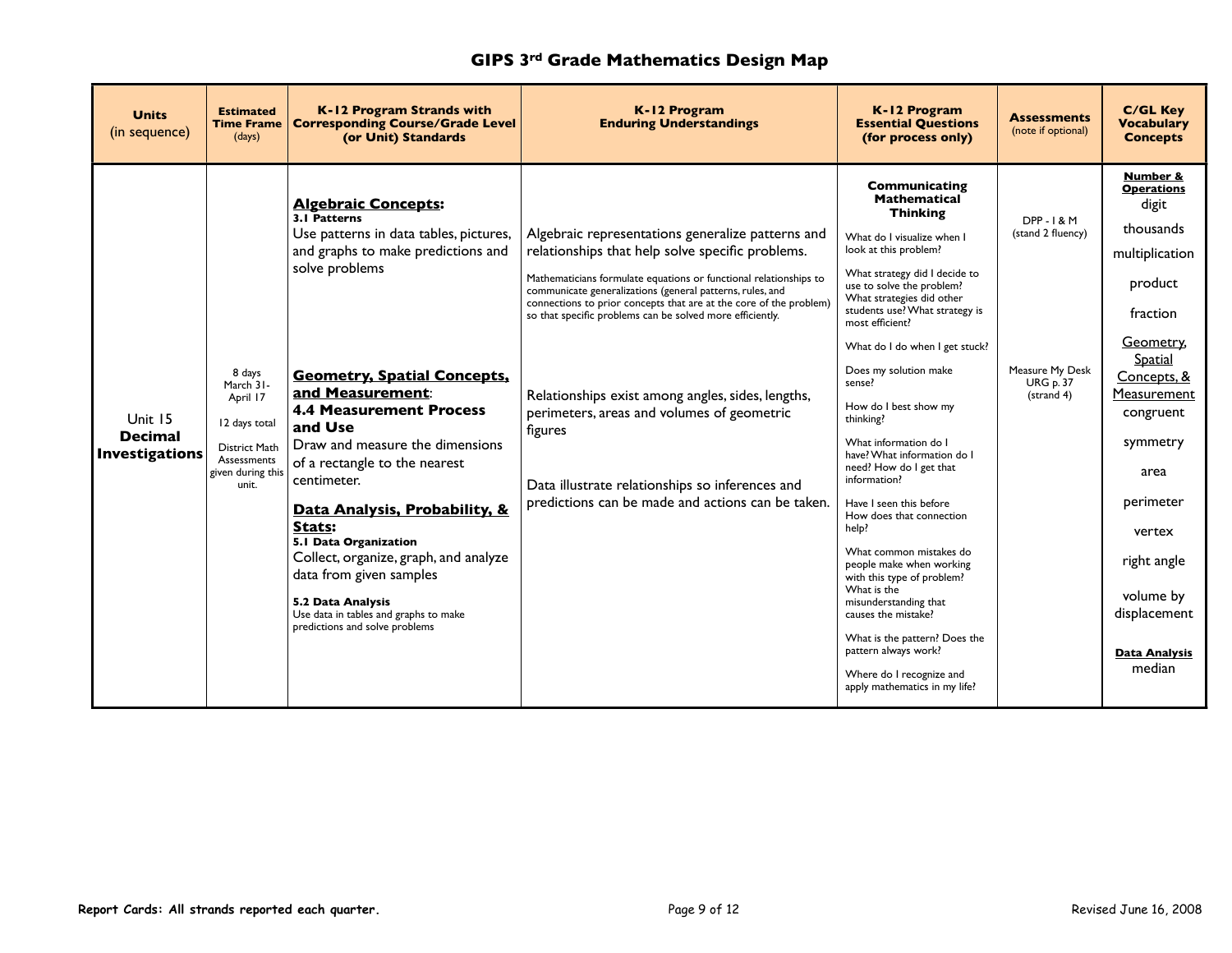# GIPS 3rd Grade Mathematics Design Map

| Units (in sequence) | Estimated Time Frame (days) | K-12 Program Strands with Corresponding Course/Grade Level (or Unit) Standards | K-12 Program Enduring Understandings | K-12 Program Essential Questions (for process only) | Assessments (note if optional) | C/GL Key Vocabulary Concepts |
|---|---|---|---|---|---|---|
| Unit 15 **Decimal Investigations** | 8 days March 31- April 17<br><br>12 days total<br><br>District Math Assessments given during this unit. | **Algebraic Concepts:**<br>**3.1 Patterns**<br>Use patterns in data tables, pictures, and graphs to make predictions and solve problems<br><br>**Geometry, Spatial Concepts, and Measurement**:<br>**4.4 Measurement Process and Use**<br>Draw and measure the dimensions of a rectangle to the nearest centimeter.<br><br>**Data Analysis, Probability, & Stats:**<br>**5.1 Data Organization**<br>Collect, organize, graph, and analyze data from given samples<br><br>**5.2 Data Analysis**<br>Use data in tables and graphs to make predictions and solve problems | Algebraic representations generalize patterns and relationships that help solve specific problems.<br><br>Mathematicians formulate equations or functional relationships to communicate generalizations (general patterns, rules, and connections to prior concepts that are at the core of the problem) so that specific problems can be solved more efficiently.<br><br>Relationships exist among angles, sides, lengths, perimeters, areas and volumes of geometric figures<br><br>Data illustrate relationships so inferences and predictions can be made and actions can be taken. | **Communicating Mathematical Thinking**<br><br>What do I visualize when I look at this problem?<br><br>What strategy did I decide to use to solve the problem? What strategies did other students use? What strategy is most efficient?<br><br>What do I do when I get stuck?<br><br>Does my solution make sense?<br><br>How do I best show my thinking?<br><br>What information do I have? What information do I need? How do I get that information?<br><br>Have I seen this before How does that connection help?<br><br>What common mistakes do people make when working with this type of problem? What is the misunderstanding that causes the mistake?<br><br>What is the pattern? Does the pattern always work?<br><br>Where do I recognize and apply mathematics in my life? | DPP - I & M (stand 2 fluency)<br><br>Measure My Desk URG p. 37 (strand 4) | **Number & Operations**<br>digit<br>thousands<br>multiplication<br>product<br>fraction<br><br>Geometry, Spatial Concepts, & Measurement<br>congruent<br>symmetry<br>area<br>perimeter<br>vertex<br>right angle<br>volume by displacement<br><br>**Data Analysis**<br>median |

Report Cards: All strands reported each quarter.

Revised June 16, 2008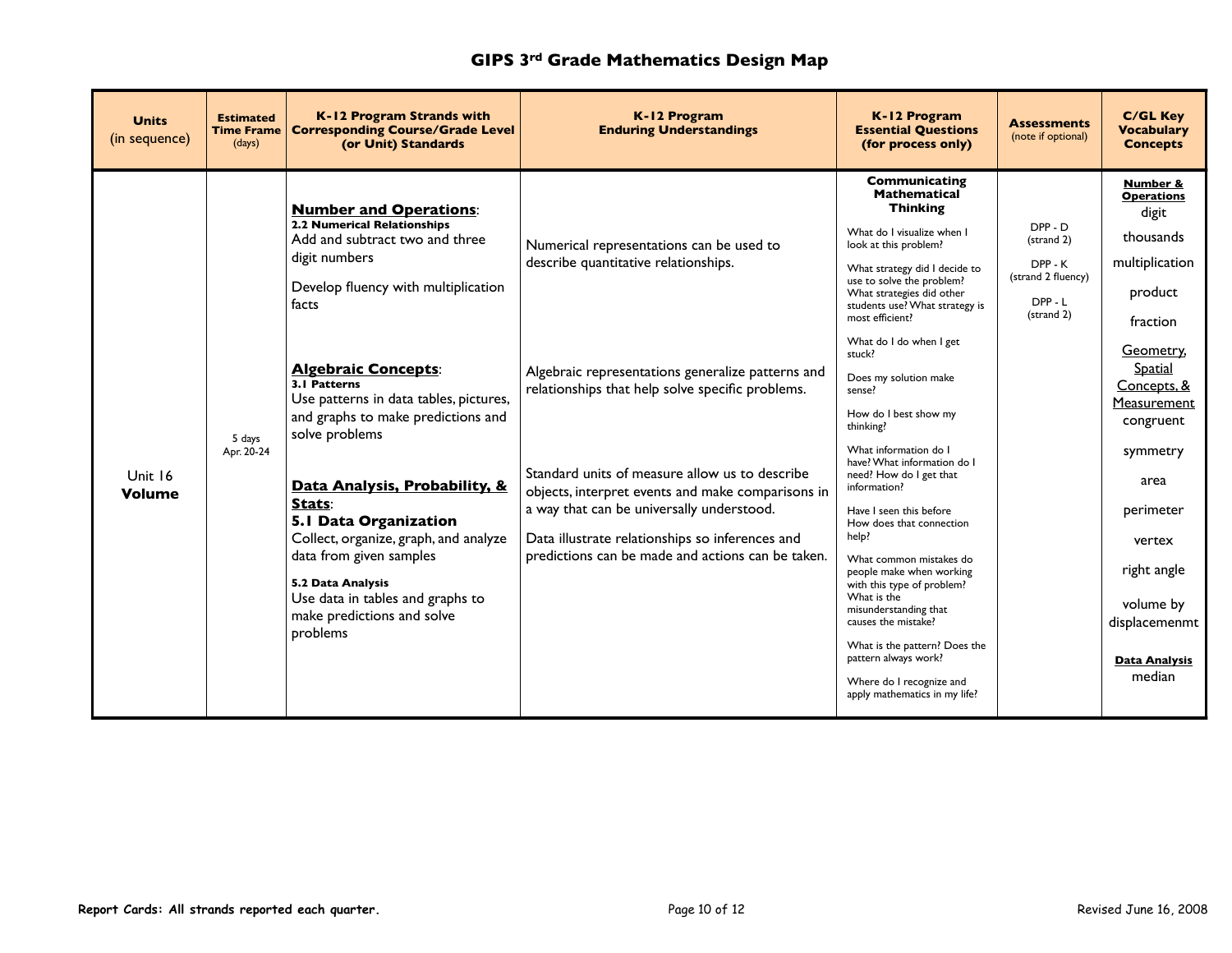# GIPS 3rd Grade Mathematics Design Map

| Units (in sequence) | Estimated Time Frame (days) | K-12 Program Strands with Corresponding Course/Grade Level (or Unit) Standards | K-12 Program Enduring Understandings | K-12 Program Essential Questions (for process only) | Assessments (note if optional) | C/GL Key Vocabulary Concepts |
|---|---|---|---|---|---|---|
| Unit 16 **Volume** | 5 days Apr. 20-24 | **Number and Operations**: **2.2 Numerical Relationships** Add and subtract two and three digit numbers<br><br>Develop fluency with multiplication facts<br><br>**Algebraic Concepts**: **3.1 Patterns** Use patterns in data tables, pictures, and graphs to make predictions and solve problems<br><br>**Data Analysis, Probability, & Stats**: **5.1 Data Organization** Collect, organize, graph, and analyze data from given samples<br><br>**5.2 Data Analysis** Use data in tables and graphs to make predictions and solve problems | Numerical representations can be used to describe quantitative relationships.<br><br>Algebraic representations generalize patterns and relationships that help solve specific problems.<br><br>Standard units of measure allow us to describe objects, interpret events and make comparisons in a way that can be universally understood.<br><br>Data illustrate relationships so inferences and predictions can be made and actions can be taken. | **Communicating Mathematical Thinking**<br><br>What do I visualize when I look at this problem?<br><br>What strategy did I decide to use to solve the problem? What strategies did other students use? What strategy is most efficient?<br><br>What do I do when I get stuck?<br><br>Does my solution make sense?<br><br>How do I best show my thinking?<br><br>What information do I have? What information do I need? How do I get that information?<br><br>Have I seen this before How does that connection help?<br><br>What common mistakes do people make when working with this type of problem? What is the misunderstanding that causes the mistake?<br><br>What is the pattern? Does the pattern always work?<br><br>Where do I recognize and apply mathematics in my life? | DPP - D (strand 2)<br><br>DPP - K (strand 2 fluency)<br><br>DPP - L (strand 2) | **Number & Operations**<br>digit<br>thousands<br>multiplication<br>product<br>fraction<br><br>Geometry, Spatial Concepts, & Measurement<br>congruent<br>symmetry<br>area<br>perimeter<br>vertex<br>right angle<br>volume by displacemenmt<br><br>**Data Analysis**<br>median |

**Report Cards: All strands reported each quarter.**

Revised June 16, 2008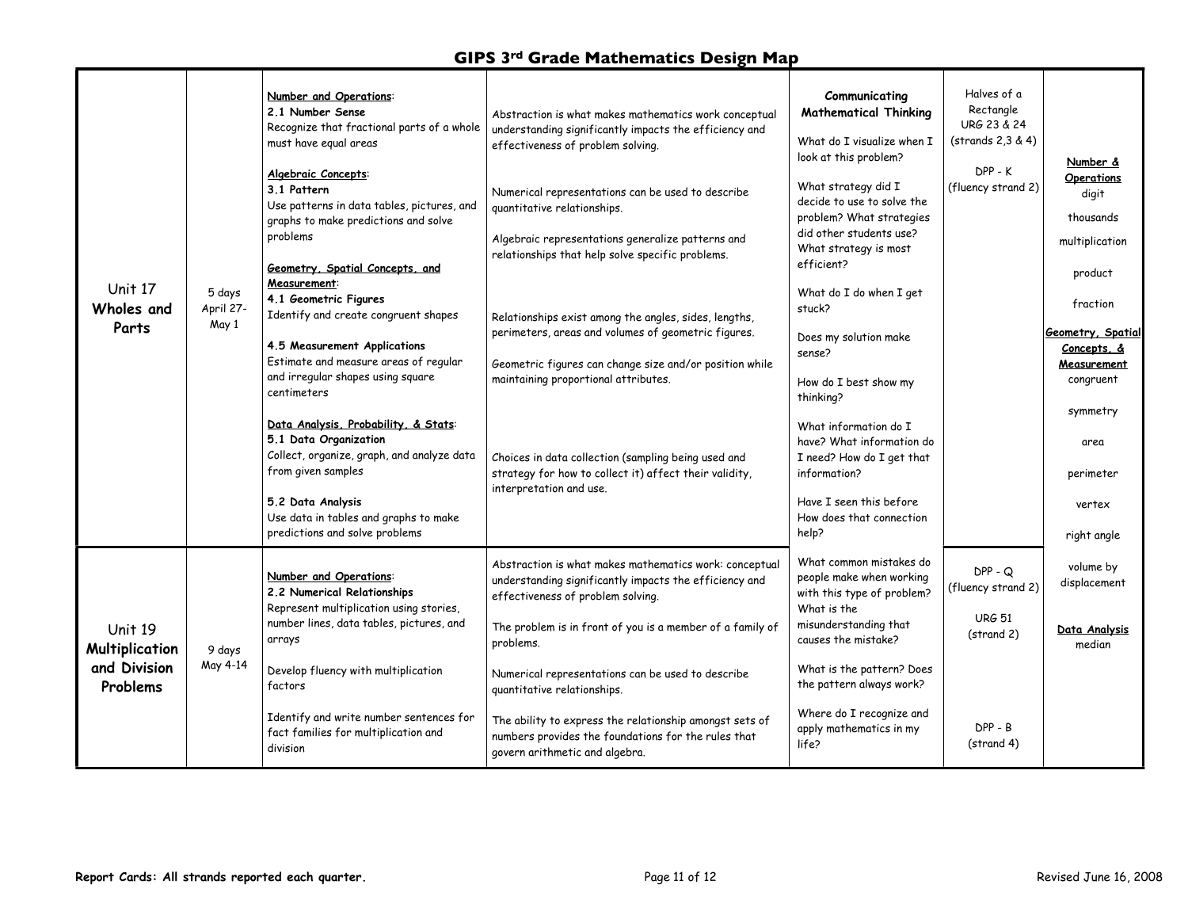# GIPS 3rd Grade Mathematics Design Map

| | | | | | | |
|---|---|---|---|---|---|---|
| Unit 17 **Wholes and Parts** | 5 days April 27-May 1 | **Number and Operations**: **2.1 Number Sense** Recognize that fractional parts of a whole must have equal areas<br><br>**Algebraic Concepts**: **3.1 Pattern** Use patterns in data tables, pictures, and graphs to make predictions and solve problems<br><br>**Geometry, Spatial Concepts, and Measurement**: **4.1 Geometric Figures** Identify and create congruent shapes<br><br>**4.5 Measurement Applications** Estimate and measure areas of regular and irregular shapes using square centimeters<br><br>**Data Analysis, Probability, & Stats**: **5.1 Data Organization** Collect, organize, graph, and analyze data from given samples<br><br>**5.2 Data Analysis** Use data in tables and graphs to make predictions and solve problems | Abstraction is what makes mathematics work conceptual understanding significantly impacts the efficiency and effectiveness of problem solving.<br><br>Numerical representations can be used to describe quantitative relationships.<br><br>Algebraic representations generalize patterns and relationships that help solve specific problems.<br><br>Relationships exist among the angles, sides, lengths, perimeters, areas and volumes of geometric figures.<br><br>Geometric figures can change size and/or position while maintaining proportional attributes.<br><br>Choices in data collection (sampling being used and strategy for how to collect it) affect their validity, interpretation and use. | **Communicating Mathematical Thinking**<br><br>What do I visualize when I look at this problem?<br><br>What strategy did I decide to use to solve the problem? What strategies did other students use? What strategy is most efficient?<br><br>What do I do when I get stuck?<br><br>Does my solution make sense?<br><br>How do I best show my thinking?<br><br>What information do I have? What information do I need? How do I get that information?<br><br>Have I seen this before How does that connection help?<br><br>What common mistakes do people make when working with this type of problem? What is the misunderstanding that causes the mistake?<br><br>What is the pattern? Does the pattern always work?<br><br>Where do I recognize and apply mathematics in my life? | Halves of a Rectangle URG 23 & 24 (strands 2,3 & 4)<br><br>DPP - K (fluency strand 2) | **Number & Operations** digit<br><br>thousands<br><br>multiplication<br><br>product<br><br>fraction<br><br>**Geometry, Spatial Concepts, & Measurement** congruent<br><br>symmetry<br><br>area<br><br>perimeter<br><br>vertex<br><br>right angle<br><br>volume by displacement<br><br>**Data Analysis** median |
| Unit 19 **Multiplication and Division Problems** | 9 days May 4-14 | **Number and Operations**: **2.2 Numerical Relationships** Represent multiplication using stories, number lines, data tables, pictures, and arrays<br><br>Develop fluency with multiplication factors<br><br>Identify and write number sentences for fact families for multiplication and division | Abstraction is what makes mathematics work: conceptual understanding significantly impacts the efficiency and effectiveness of problem solving.<br><br>The problem is in front of you is a member of a family of problems.<br><br>Numerical representations can be used to describe quantitative relationships.<br><br>The ability to express the relationship amongst sets of numbers provides the foundations for the rules that govern arithmetic and algebra. | | DPP - Q (fluency strand 2)<br><br>URG 51 (strand 2)<br><br>DPP - B (strand 4) | |

**Report Cards: All strands reported each quarter.**

Revised June 16, 2008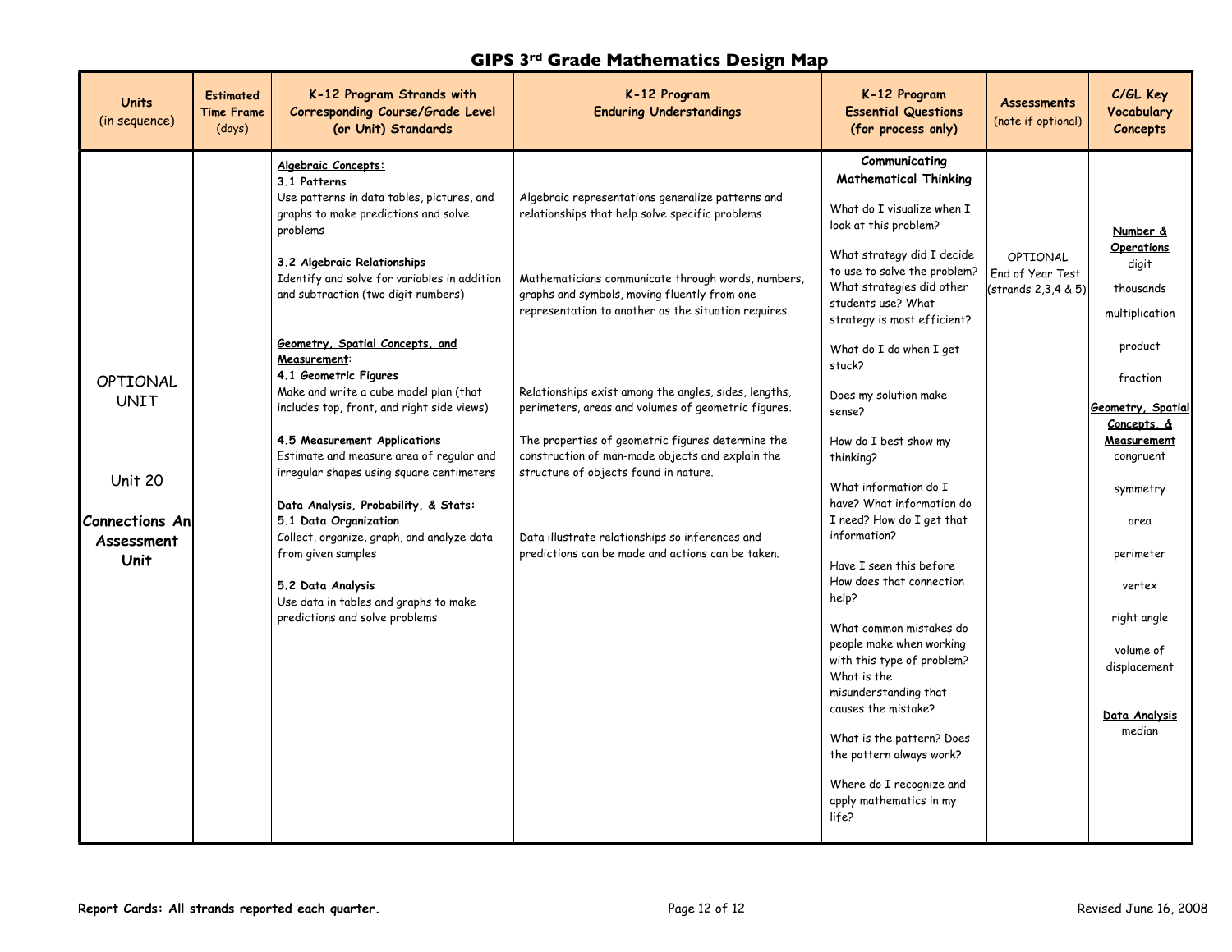# GIPS 3rd Grade Mathematics Design Map

| Units (in sequence) | Estimated Time Frame (days) | K-12 Program Strands with Corresponding Course/Grade Level (or Unit) Standards | K-12 Program Enduring Understandings | K-12 Program Essential Questions (for process only) | Assessments (note if optional) | C/GL Key Vocabulary Concepts |
|---|---|---|---|---|---|---|
| OPTIONAL UNIT<br><br>Unit 20<br><br>**Connections An Assessment Unit** | | **Algebraic Concepts:**<br>**3.1 Patterns**<br>Use patterns in data tables, pictures, and graphs to make predictions and solve problems<br><br>**3.2 Algebraic Relationships**<br>Identify and solve for variables in addition and subtraction (two digit numbers)<br><br>**Geometry, Spatial Concepts, and Measurement:**<br>**4.1 Geometric Figures**<br>Make and write a cube model plan (that includes top, front, and right side views)<br><br>**4.5 Measurement Applications**<br>Estimate and measure area of regular and irregular shapes using square centimeters<br><br>**Data Analysis, Probability, & Stats:**<br>**5.1 Data Organization**<br>Collect, organize, graph, and analyze data from given samples<br><br>**5.2 Data Analysis**<br>Use data in tables and graphs to make predictions and solve problems | Algebraic representations generalize patterns and relationships that help solve specific problems<br><br>Mathematicians communicate through words, numbers, graphs and symbols, moving fluently from one representation to another as the situation requires.<br><br>Relationships exist among the angles, sides, lengths, perimeters, areas and volumes of geometric figures.<br><br>The properties of geometric figures determine the construction of man-made objects and explain the structure of objects found in nature.<br><br>Data illustrate relationships so inferences and predictions can be made and actions can be taken. | **Communicating Mathematical Thinking**<br><br>What do I visualize when I look at this problem?<br><br>What strategy did I decide to use to solve the problem? What strategies did other students use? What strategy is most efficient?<br><br>What do I do when I get stuck?<br><br>Does my solution make sense?<br><br>How do I best show my thinking?<br><br>What information do I have? What information do I need? How do I get that information?<br><br>Have I seen this before How does that connection help?<br><br>What common mistakes do people make when working with this type of problem? What is the misunderstanding that causes the mistake?<br><br>What is the pattern? Does the pattern always work?<br><br>Where do I recognize and apply mathematics in my life? | OPTIONAL End of Year Test (strands 2,3,4 & 5) | **Number & Operations**<br>digit<br>thousands<br>multiplication<br>product<br>fraction<br><br>**Geometry, Spatial Concepts, & Measurement**<br>congruent<br>symmetry<br>area<br>perimeter<br>vertex<br>right angle<br>volume of displacement<br><br>**Data Analysis**<br>median |

**Report Cards: All strands reported each quarter.**

Revised June 16, 2008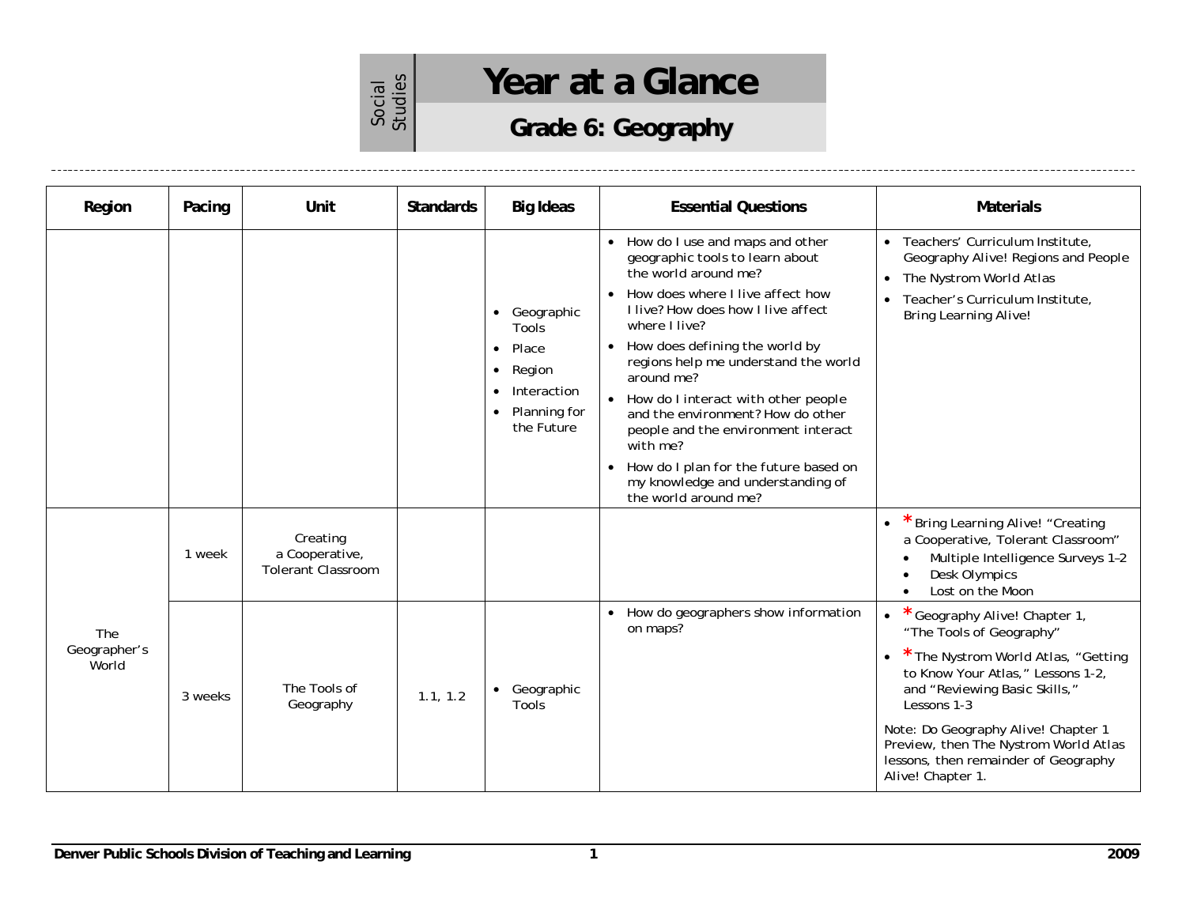Social Studies

# Year at a Glance

## Grade 6: Geography

| Region | Pacing | Unit | Standards | Big Ideas | Essential Questions | Materials |
|---|---|---|---|---|---|---|
| | | | | • Geographic Tools<br>• Place<br>• Region<br>• Interaction<br>• Planning for the Future | • How do I use and maps and other geographic tools to learn about the world around me?<br>• How does where I live affect how I live? How does how I live affect where I live?<br>• How does defining the world by regions help me understand the world around me?<br>• How do I interact with other people and the environment? How do other people and the environment interact with me?<br>• How do I plan for the future based on my knowledge and understanding of the world around me? | • Teachers' Curriculum Institute, Geography Alive! Regions and People<br>• The Nystrom World Atlas<br>• Teacher's Curriculum Institute, Bring Learning Alive! |
| The Geographer's World | 1 week | Creating a Cooperative, Tolerant Classroom | | | | • * Bring Learning Alive! "Creating a Cooperative, Tolerant Classroom"<br>  • Multiple Intelligence Surveys 1–2<br>  • Desk Olympics<br>  • Lost on the Moon |
| | 3 weeks | The Tools of Geography | 1.1, 1.2 | • Geographic Tools | • How do geographers show information on maps? | • * Geography Alive! Chapter 1, "The Tools of Geography"<br>• * The Nystrom World Atlas, "Getting to Know Your Atlas," Lessons 1-2, and "Reviewing Basic Skills," Lessons 1-3<br>Note: Do Geography Alive! Chapter 1 Preview, then The Nystrom World Atlas lessons, then remainder of Geography Alive! Chapter 1. |

Denver Public Schools Division of Teaching and Learning — 2009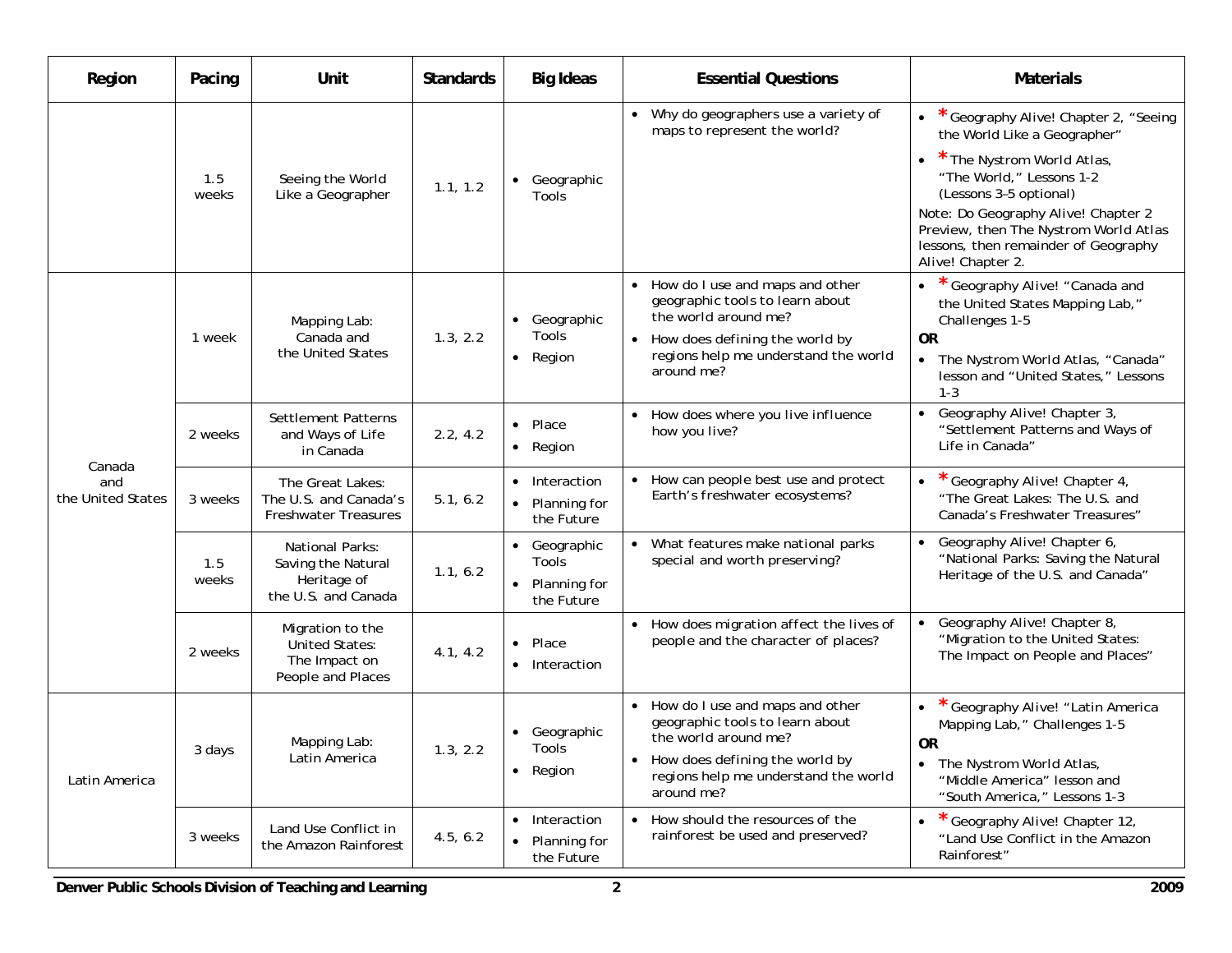| Region | Pacing | Unit | Standards | Big Ideas | Essential Questions | Materials |
|---|---|---|---|---|---|---|
| | 1.5 weeks | Seeing the World Like a Geographer | 1.1, 1.2 | • Geographic Tools | • Why do geographers use a variety of maps to represent the world? | • * Geography Alive! Chapter 2, "Seeing the World Like a Geographer"<br>• * The Nystrom World Atlas, "The World," Lessons 1-2 (Lessons 3–5 optional)<br>Note: Do Geography Alive! Chapter 2 Preview, then The Nystrom World Atlas lessons, then remainder of Geography Alive! Chapter 2. |
| Canada and the United States | 1 week | Mapping Lab: Canada and the United States | 1.3, 2.2 | • Geographic Tools<br>• Region | • How do I use and maps and other geographic tools to learn about the world around me?<br>• How does defining the world by regions help me understand the world around me? | • * Geography Alive! "Canada and the United States Mapping Lab," Challenges 1-5<br>**OR**<br>• The Nystrom World Atlas, "Canada" lesson and "United States," Lessons 1-3 |
| | 2 weeks | Settlement Patterns and Ways of Life in Canada | 2.2, 4.2 | • Place<br>• Region | • How does where you live influence how you live? | • Geography Alive! Chapter 3, "Settlement Patterns and Ways of Life in Canada" |
| | 3 weeks | The Great Lakes: The U.S. and Canada's Freshwater Treasures | 5.1, 6.2 | • Interaction<br>• Planning for the Future | • How can people best use and protect Earth's freshwater ecosystems? | • * Geography Alive! Chapter 4, "The Great Lakes: The U.S. and Canada's Freshwater Treasures" |
| | 1.5 weeks | National Parks: Saving the Natural Heritage of the U.S. and Canada | 1.1, 6.2 | • Geographic Tools<br>• Planning for the Future | • What features make national parks special and worth preserving? | • Geography Alive! Chapter 6, "National Parks: Saving the Natural Heritage of the U.S. and Canada" |
| | 2 weeks | Migration to the United States: The Impact on People and Places | 4.1, 4.2 | • Place<br>• Interaction | • How does migration affect the lives of people and the character of places? | • Geography Alive! Chapter 8, "Migration to the United States: The Impact on People and Places" |
| Latin America | 3 days | Mapping Lab: Latin America | 1.3, 2.2 | • Geographic Tools<br>• Region | • How do I use and maps and other geographic tools to learn about the world around me?<br>• How does defining the world by regions help me understand the world around me? | • * Geography Alive! "Latin America Mapping Lab," Challenges 1-5<br>**OR**<br>• The Nystrom World Atlas, "Middle America" lesson and "South America," Lessons 1-3 |
| | 3 weeks | Land Use Conflict in the Amazon Rainforest | 4.5, 6.2 | • Interaction<br>• Planning for the Future | • How should the resources of the rainforest be used and preserved? | • * Geography Alive! Chapter 12, "Land Use Conflict in the Amazon Rainforest" |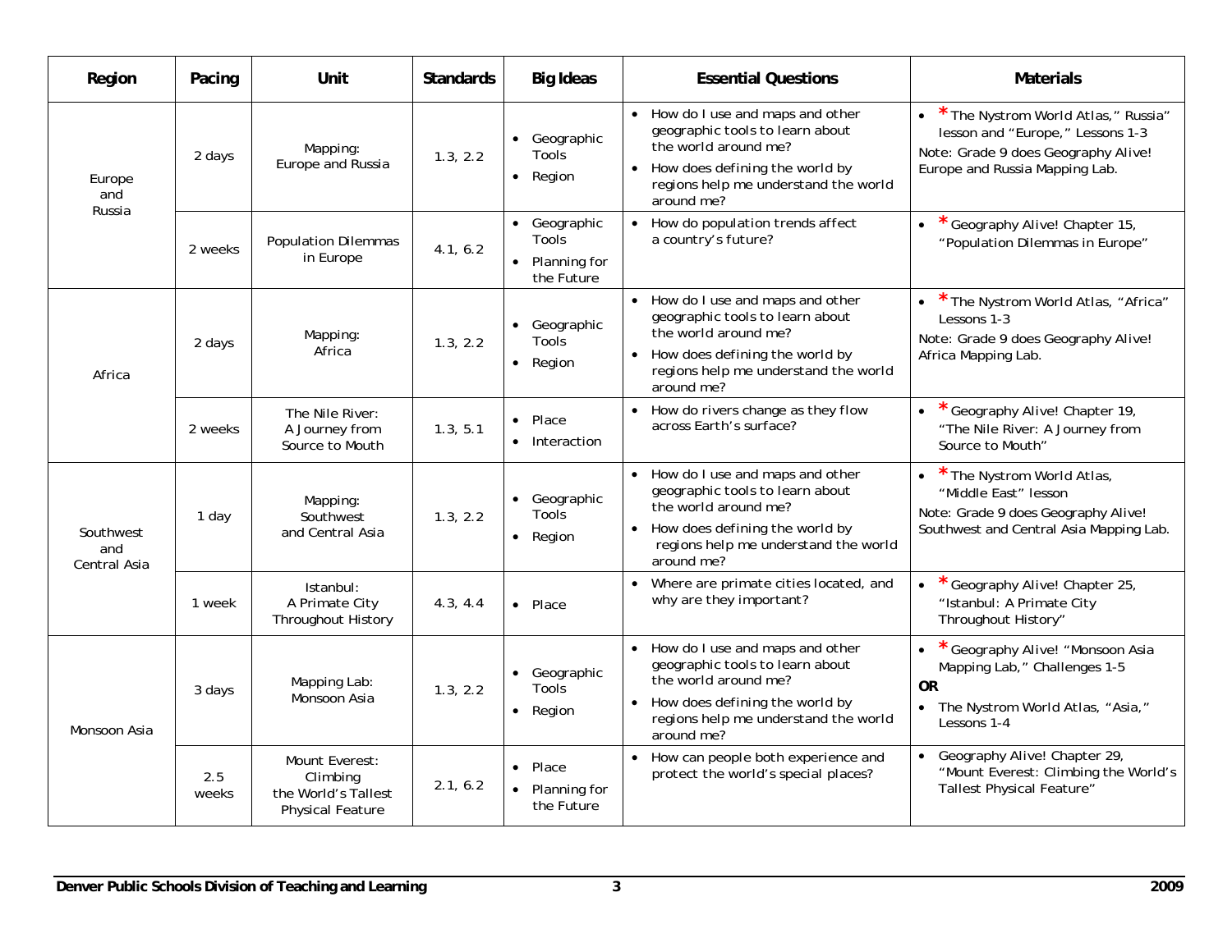| Region | Pacing | Unit | Standards | Big Ideas | Essential Questions | Materials |
|---|---|---|---|---|---|---|
| Europe and Russia | 2 days | Mapping: Europe and Russia | 1.3, 2.2 | • Geographic Tools<br>• Region | • How do I use and maps and other geographic tools to learn about the world around me?<br>• How does defining the world by regions help me understand the world around me? | • * The Nystrom World Atlas," Russia" lesson and "Europe," Lessons 1-3<br>Note: Grade 9 does Geography Alive! Europe and Russia Mapping Lab. |
| | 2 weeks | Population Dilemmas in Europe | 4.1, 6.2 | • Geographic Tools<br>• Planning for the Future | • How do population trends affect a country's future? | • * Geography Alive! Chapter 15, "Population Dilemmas in Europe" |
| Africa | 2 days | Mapping: Africa | 1.3, 2.2 | • Geographic Tools<br>• Region | • How do I use and maps and other geographic tools to learn about the world around me?<br>• How does defining the world by regions help me understand the world around me? | • * The Nystrom World Atlas, "Africa" Lessons 1-3<br>Note: Grade 9 does Geography Alive! Africa Mapping Lab. |
| | 2 weeks | The Nile River: A Journey from Source to Mouth | 1.3, 5.1 | • Place<br>• Interaction | • How do rivers change as they flow across Earth's surface? | • * Geography Alive! Chapter 19, "The Nile River: A Journey from Source to Mouth" |
| Southwest and Central Asia | 1 day | Mapping: Southwest and Central Asia | 1.3, 2.2 | • Geographic Tools<br>• Region | • How do I use and maps and other geographic tools to learn about the world around me?<br>• How does defining the world by regions help me understand the world around me? | • * The Nystrom World Atlas, "Middle East" lesson<br>Note: Grade 9 does Geography Alive! Southwest and Central Asia Mapping Lab. |
| | 1 week | Istanbul: A Primate City Throughout History | 4.3, 4.4 | • Place | • Where are primate cities located, and why are they important? | • * Geography Alive! Chapter 25, "Istanbul: A Primate City Throughout History" |
| Monsoon Asia | 3 days | Mapping Lab: Monsoon Asia | 1.3, 2.2 | • Geographic Tools<br>• Region | • How do I use and maps and other geographic tools to learn about the world around me?<br>• How does defining the world by regions help me understand the world around me? | • * Geography Alive! "Monsoon Asia Mapping Lab," Challenges 1-5<br>**OR**<br>• The Nystrom World Atlas, "Asia," Lessons 1-4 |
| | 2.5 weeks | Mount Everest: Climbing the World's Tallest Physical Feature | 2.1, 6.2 | • Place<br>• Planning for the Future | • How can people both experience and protect the world's special places? | • Geography Alive! Chapter 29, "Mount Everest: Climbing the World's Tallest Physical Feature" |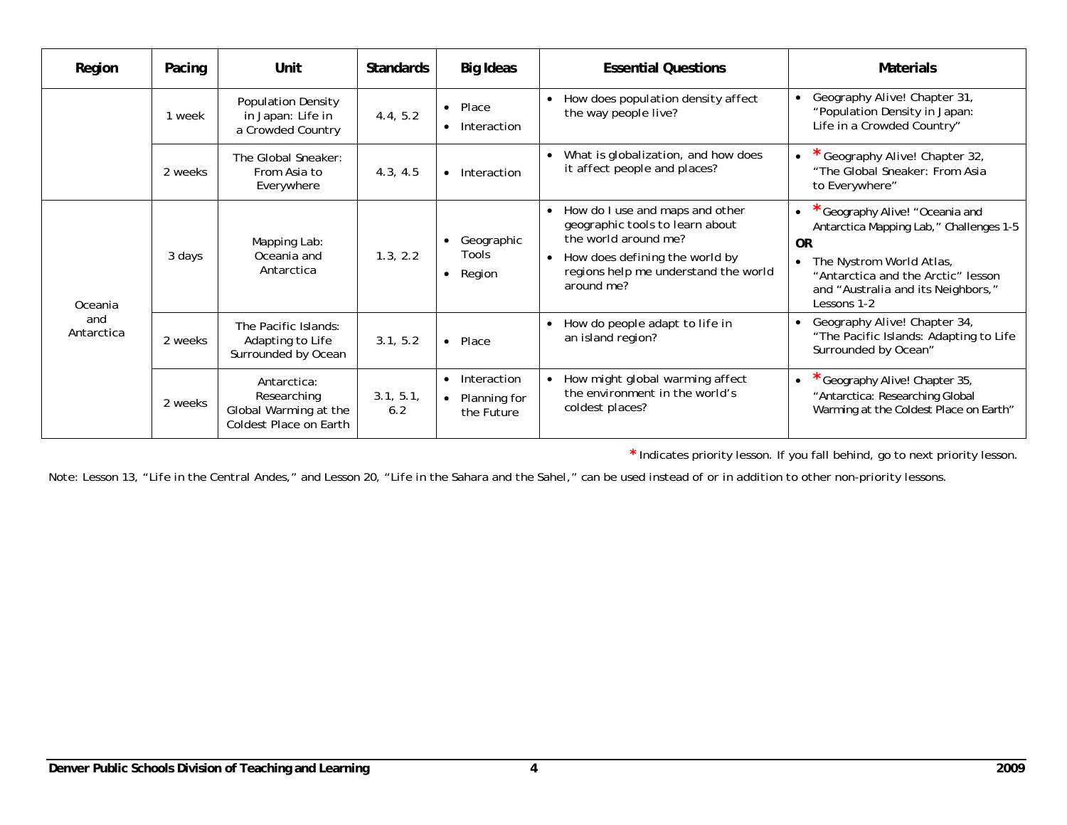| Region | Pacing | Unit | Standards | Big Ideas | Essential Questions | Materials |
|---|---|---|---|---|---|---|
| | 1 week | Population Density in Japan: Life in a Crowded Country | 4.4, 5.2 | • Place<br>• Interaction | • How does population density affect the way people live? | • Geography Alive! Chapter 31, "Population Density in Japan: Life in a Crowded Country" |
| | 2 weeks | The Global Sneaker: From Asia to Everywhere | 4.3, 4.5 | • Interaction | • What is globalization, and how does it affect people and places? | • * Geography Alive! Chapter 32, "The Global Sneaker: From Asia to Everywhere" |
| Oceania and Antarctica | 3 days | Mapping Lab: Oceania and Antarctica | 1.3, 2.2 | • Geographic Tools<br>• Region | • How do I use and maps and other geographic tools to learn about the world around me?<br>• How does defining the world by regions help me understand the world around me? | • * Geography Alive! "Oceania and Antarctica Mapping Lab," Challenges 1-5<br>**OR**<br>• The Nystrom World Atlas, "Antarctica and the Arctic" lesson and "Australia and its Neighbors," Lessons 1-2 |
| | 2 weeks | The Pacific Islands: Adapting to Life Surrounded by Ocean | 3.1, 5.2 | • Place | • How do people adapt to life in an island region? | • Geography Alive! Chapter 34, "The Pacific Islands: Adapting to Life Surrounded by Ocean" |
| | 2 weeks | Antarctica: Researching Global Warming at the Coldest Place on Earth | 3.1, 5.1, 6.2 | • Interaction<br>• Planning for the Future | • How might global warming affect the environment in the world's coldest places? | • * Geography Alive! Chapter 35, "Antarctica: Researching Global Warming at the Coldest Place on Earth" |

\* Indicates priority lesson. If you fall behind, go to next priority lesson.

Note: Lesson 13, "Life in the Central Andes," and Lesson 20, "Life in the Sahara and the Sahel," can be used instead of or in addition to other non-priority lessons.